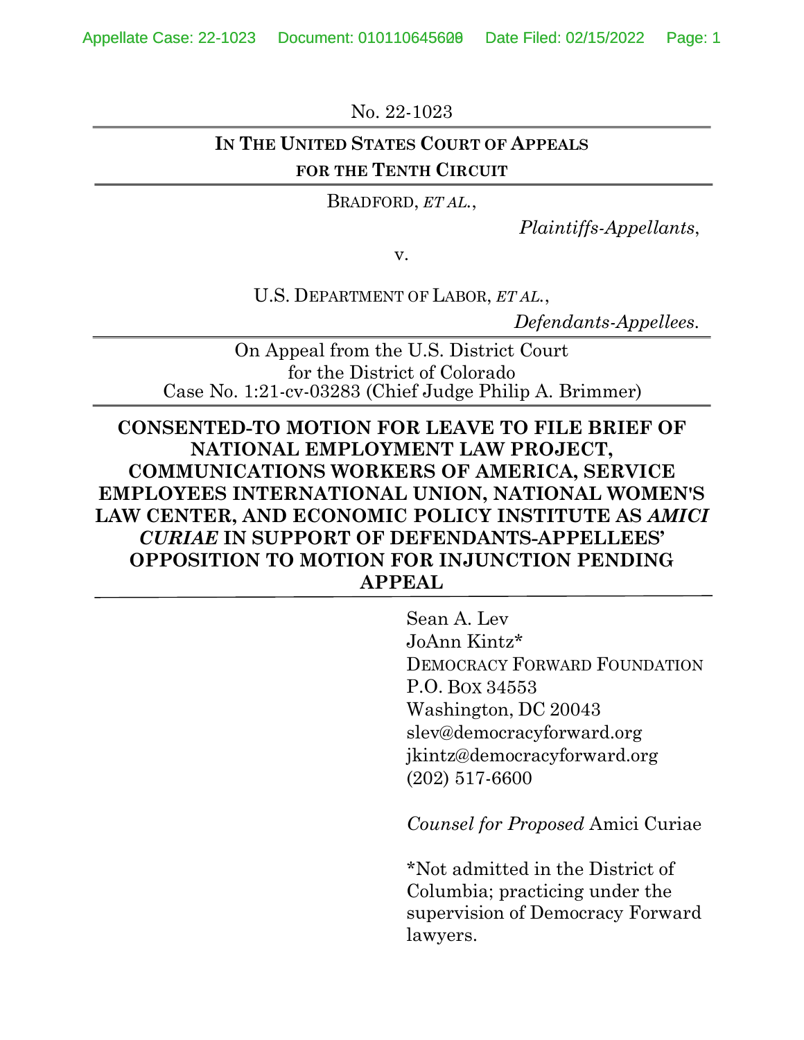No. 22-1023

**IN THE UNITED STATES COURT OF APPEALS FOR THE TENTH CIRCUIT**

BRADFORD, *ET AL.*,

*Plaintiffs-Appellants*,

v.

U.S. DEPARTMENT OF LABOR, *ET AL.*,

*Defendants-Appellees.*

On Appeal from the U.S. District Court for the District of Colorado
Case No. 1:21-cv-03283 (Chief Judge Philip A. Brimmer)

**CONSENTED-TO MOTION FOR LEAVE TO FILE BRIEF OF NATIONAL EMPLOYMENT LAW PROJECT, COMMUNICATIONS WORKERS OF AMERICA, SERVICE EMPLOYEES INTERNATIONAL UNION, NATIONAL WOMEN'S LAW CENTER, AND ECONOMIC POLICY INSTITUTE AS *AMICI CURIAE* IN SUPPORT OF DEFENDANTS-APPELLEES' OPPOSITION TO MOTION FOR INJUNCTION PENDING APPEAL**

Sean A. Lev
JoAnn Kintz*
DEMOCRACY FORWARD FOUNDATION
P.O. BOX 34553
Washington, DC 20043
slev@democracyforward.org
jkintz@democracyforward.org
(202) 517-6600

*Counsel for Proposed* Amici Curiae

*Not admitted in the District of Columbia; practicing under the supervision of Democracy Forward lawyers.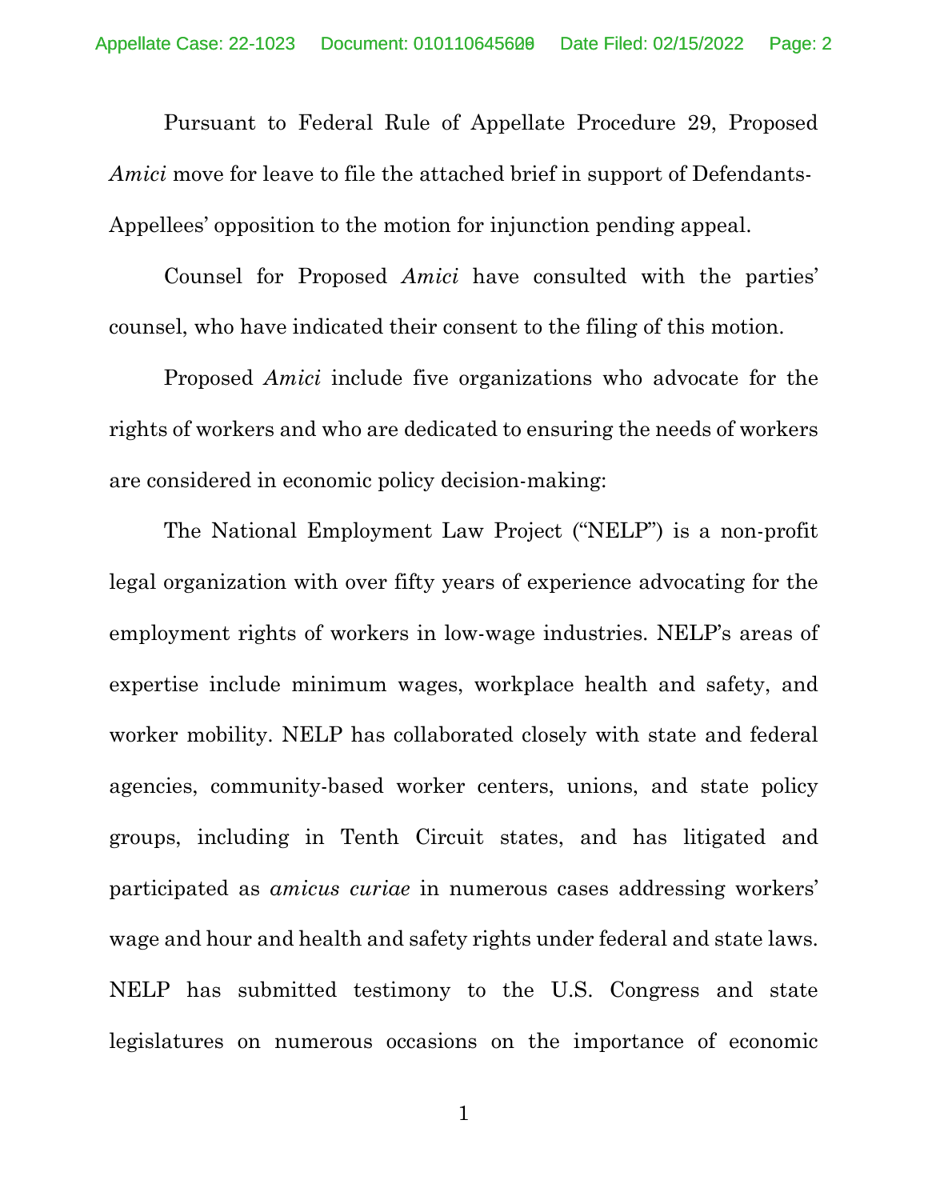Pursuant to Federal Rule of Appellate Procedure 29, Proposed *Amici* move for leave to file the attached brief in support of Defendants-Appellees' opposition to the motion for injunction pending appeal.

Counsel for Proposed *Amici* have consulted with the parties' counsel, who have indicated their consent to the filing of this motion.

Proposed *Amici* include five organizations who advocate for the rights of workers and who are dedicated to ensuring the needs of workers are considered in economic policy decision-making:

The National Employment Law Project ("NELP") is a non-profit legal organization with over fifty years of experience advocating for the employment rights of workers in low-wage industries. NELP's areas of expertise include minimum wages, workplace health and safety, and worker mobility. NELP has collaborated closely with state and federal agencies, community-based worker centers, unions, and state policy groups, including in Tenth Circuit states, and has litigated and participated as *amicus curiae* in numerous cases addressing workers' wage and hour and health and safety rights under federal and state laws. NELP has submitted testimony to the U.S. Congress and state legislatures on numerous occasions on the importance of economic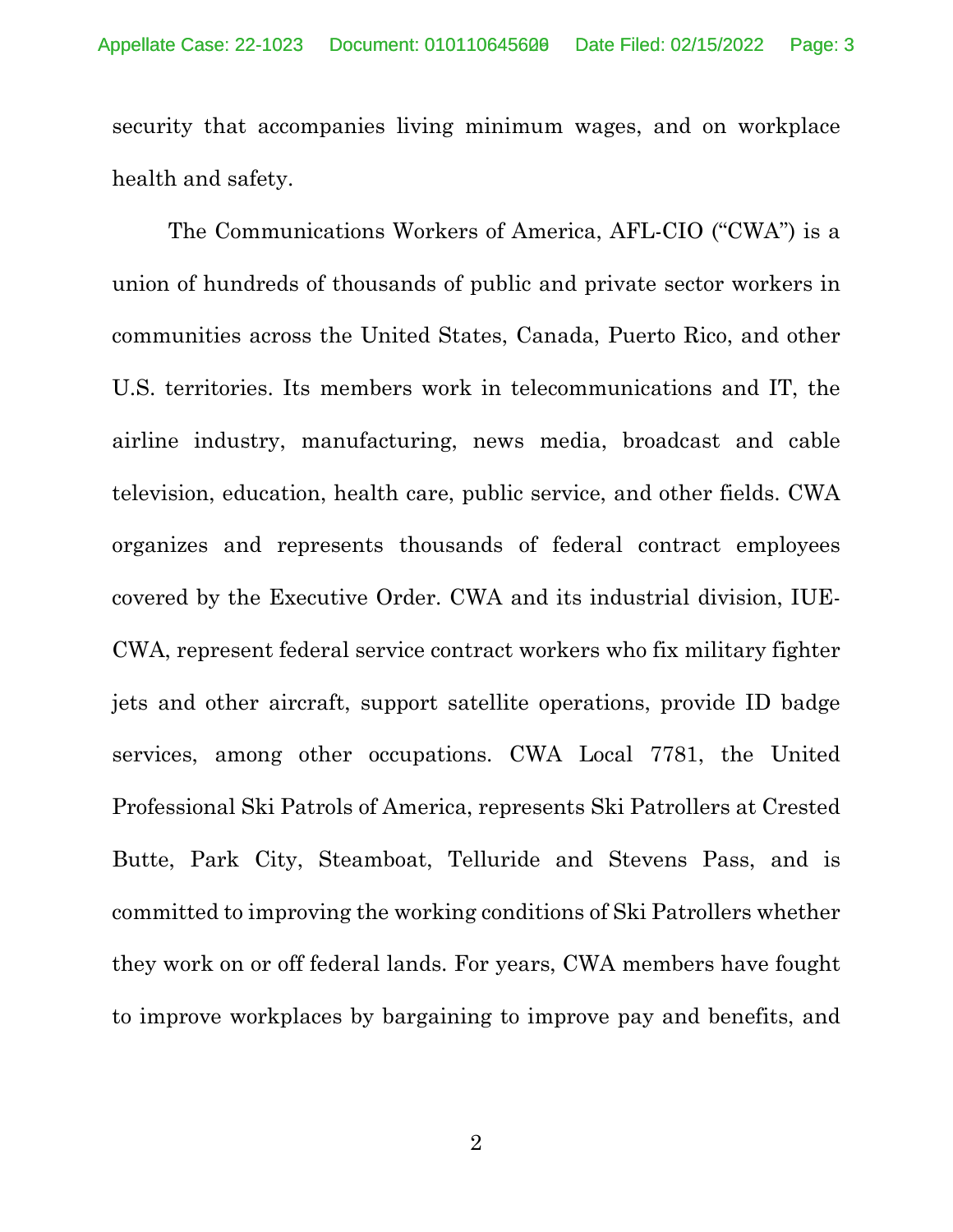security that accompanies living minimum wages, and on workplace health and safety.

The Communications Workers of America, AFL-CIO ("CWA") is a union of hundreds of thousands of public and private sector workers in communities across the United States, Canada, Puerto Rico, and other U.S. territories. Its members work in telecommunications and IT, the airline industry, manufacturing, news media, broadcast and cable television, education, health care, public service, and other fields. CWA organizes and represents thousands of federal contract employees covered by the Executive Order. CWA and its industrial division, IUE-CWA, represent federal service contract workers who fix military fighter jets and other aircraft, support satellite operations, provide ID badge services, among other occupations. CWA Local 7781, the United Professional Ski Patrols of America, represents Ski Patrollers at Crested Butte, Park City, Steamboat, Telluride and Stevens Pass, and is committed to improving the working conditions of Ski Patrollers whether they work on or off federal lands. For years, CWA members have fought to improve workplaces by bargaining to improve pay and benefits, and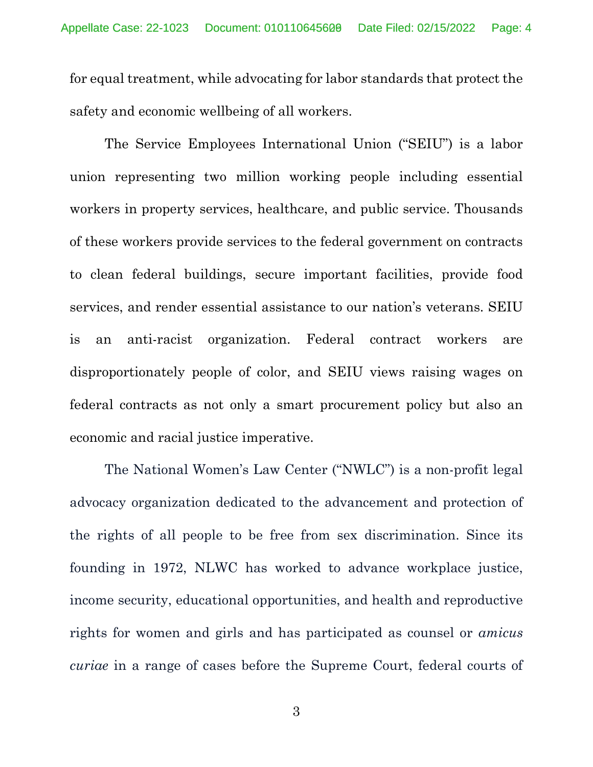for equal treatment, while advocating for labor standards that protect the safety and economic wellbeing of all workers.

The Service Employees International Union ("SEIU") is a labor union representing two million working people including essential workers in property services, healthcare, and public service. Thousands of these workers provide services to the federal government on contracts to clean federal buildings, secure important facilities, provide food services, and render essential assistance to our nation's veterans. SEIU is an anti-racist organization. Federal contract workers are disproportionately people of color, and SEIU views raising wages on federal contracts as not only a smart procurement policy but also an economic and racial justice imperative.

The National Women's Law Center ("NWLC") is a non-profit legal advocacy organization dedicated to the advancement and protection of the rights of all people to be free from sex discrimination. Since its founding in 1972, NLWC has worked to advance workplace justice, income security, educational opportunities, and health and reproductive rights for women and girls and has participated as counsel or *amicus curiae* in a range of cases before the Supreme Court, federal courts of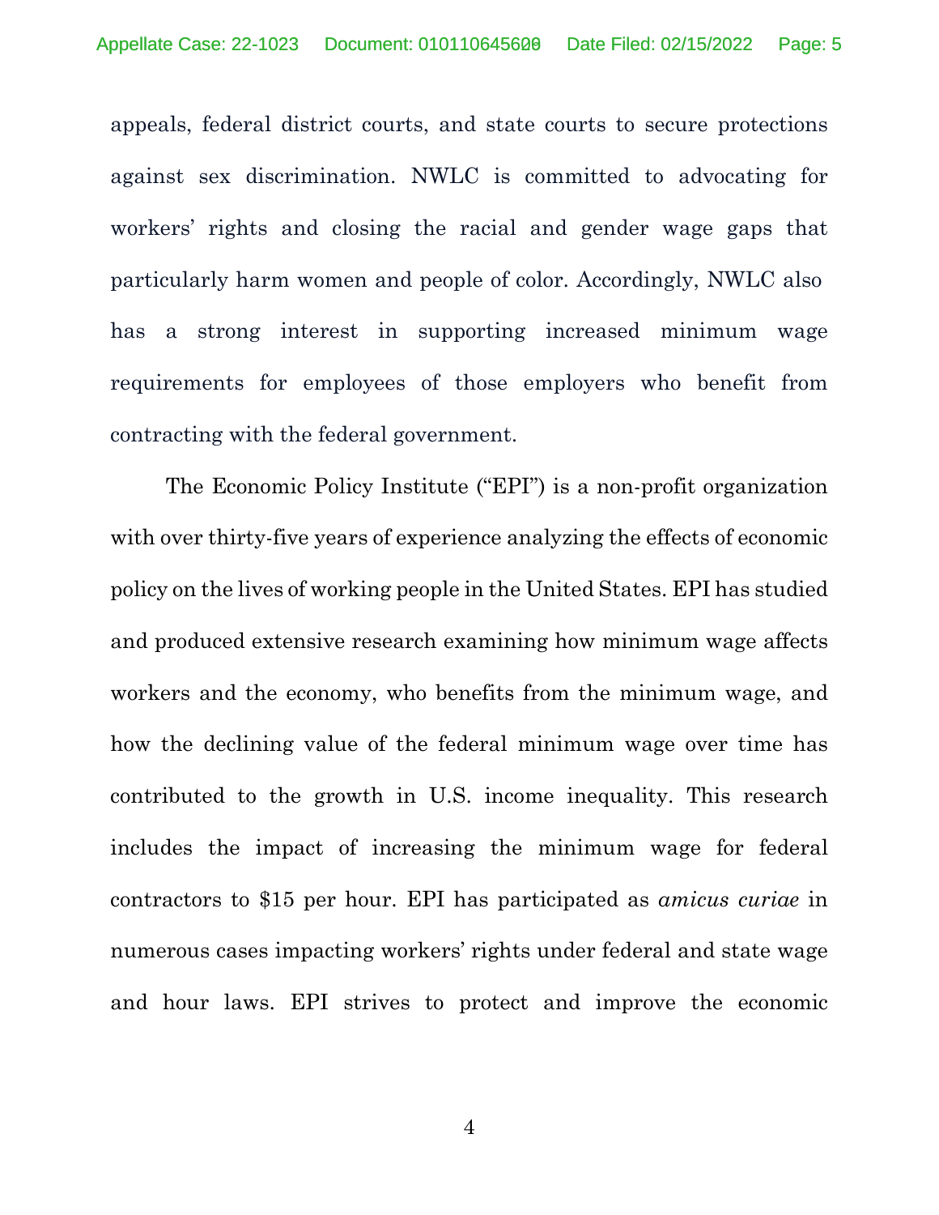appeals, federal district courts, and state courts to secure protections against sex discrimination. NWLC is committed to advocating for workers' rights and closing the racial and gender wage gaps that particularly harm women and people of color. Accordingly, NWLC also has a strong interest in supporting increased minimum wage requirements for employees of those employers who benefit from contracting with the federal government.

The Economic Policy Institute ("EPI") is a non-profit organization with over thirty-five years of experience analyzing the effects of economic policy on the lives of working people in the United States. EPI has studied and produced extensive research examining how minimum wage affects workers and the economy, who benefits from the minimum wage, and how the declining value of the federal minimum wage over time has contributed to the growth in U.S. income inequality. This research includes the impact of increasing the minimum wage for federal contractors to $15 per hour. EPI has participated as *amicus curiae* in numerous cases impacting workers' rights under federal and state wage and hour laws. EPI strives to protect and improve the economic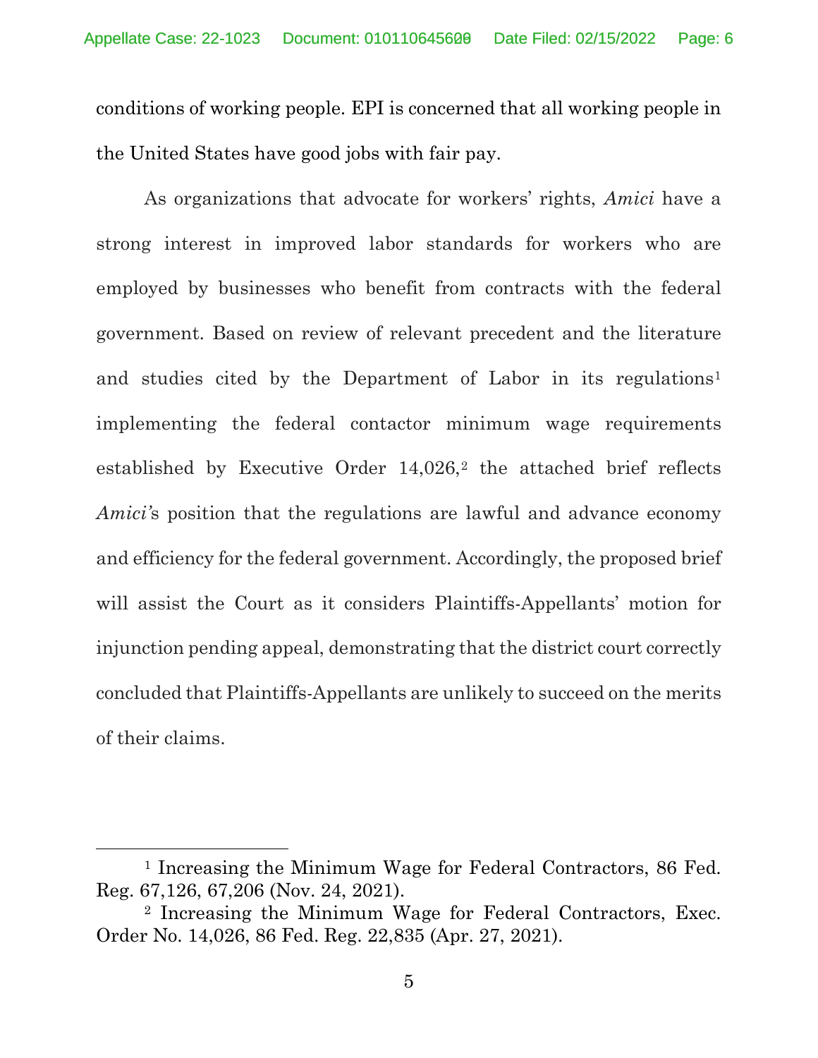conditions of working people. EPI is concerned that all working people in the United States have good jobs with fair pay.

As organizations that advocate for workers' rights, *Amici* have a strong interest in improved labor standards for workers who are employed by businesses who benefit from contracts with the federal government. Based on review of relevant precedent and the literature and studies cited by the Department of Labor in its regulations[1] implementing the federal contactor minimum wage requirements established by Executive Order 14,026,[2] the attached brief reflects *Amici's* position that the regulations are lawful and advance economy and efficiency for the federal government. Accordingly, the proposed brief will assist the Court as it considers Plaintiffs-Appellants' motion for injunction pending appeal, demonstrating that the district court correctly concluded that Plaintiffs-Appellants are unlikely to succeed on the merits of their claims.

---

[1] Increasing the Minimum Wage for Federal Contractors, 86 Fed. Reg. 67,126, 67,206 (Nov. 24, 2021).

[2] Increasing the Minimum Wage for Federal Contractors, Exec. Order No. 14,026, 86 Fed. Reg. 22,835 (Apr. 27, 2021).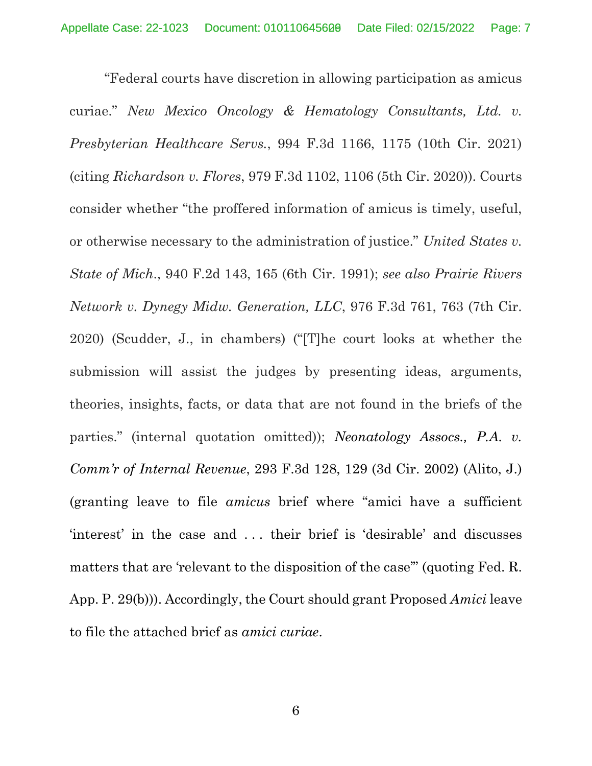"Federal courts have discretion in allowing participation as amicus curiae." *New Mexico Oncology & Hematology Consultants, Ltd. v. Presbyterian Healthcare Servs.*, 994 F.3d 1166, 1175 (10th Cir. 2021) (citing *Richardson v. Flores*, 979 F.3d 1102, 1106 (5th Cir. 2020)). Courts consider whether "the proffered information of amicus is timely, useful, or otherwise necessary to the administration of justice." *United States v. State of Mich.*, 940 F.2d 143, 165 (6th Cir. 1991); *see also Prairie Rivers Network v. Dynegy Midw. Generation, LLC*, 976 F.3d 761, 763 (7th Cir. 2020) (Scudder, J., in chambers) ("[T]he court looks at whether the submission will assist the judges by presenting ideas, arguments, theories, insights, facts, or data that are not found in the briefs of the parties." (internal quotation omitted)); *Neonatology Assocs., P.A. v. Comm'r of Internal Revenue*, 293 F.3d 128, 129 (3d Cir. 2002) (Alito, J.) (granting leave to file *amicus* brief where "amici have a sufficient 'interest' in the case and . . . their brief is 'desirable' and discusses matters that are 'relevant to the disposition of the case'" (quoting Fed. R. App. P. 29(b))). Accordingly, the Court should grant Proposed *Amici* leave to file the attached brief as *amici curiae*.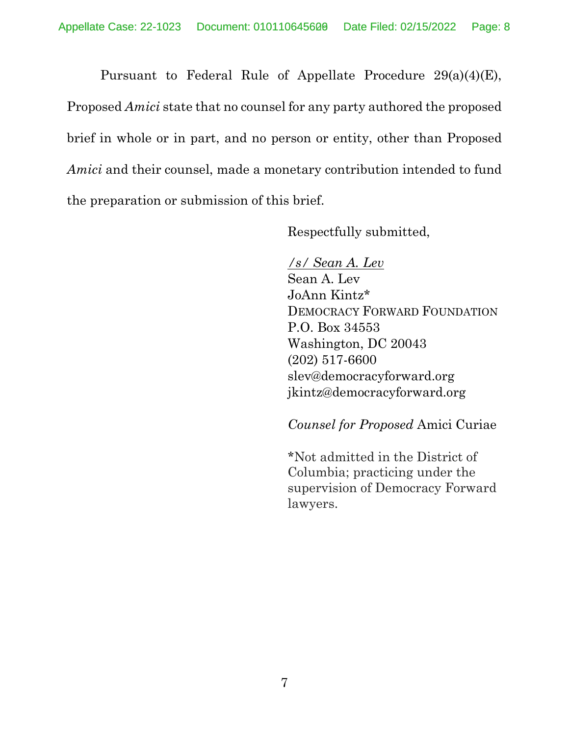Pursuant to Federal Rule of Appellate Procedure 29(a)(4)(E), Proposed *Amici* state that no counsel for any party authored the proposed brief in whole or in part, and no person or entity, other than Proposed *Amici* and their counsel, made a monetary contribution intended to fund the preparation or submission of this brief.

Respectfully submitted,

*/s/ Sean A. Lev*
Sean A. Lev
JoAnn Kintz*
DEMOCRACY FORWARD FOUNDATION
P.O. Box 34553
Washington, DC 20043
(202) 517-6600
slev@democracyforward.org
jkintz@democracyforward.org

*Counsel for Proposed* Amici Curiae

*Not admitted in the District of Columbia; practicing under the supervision of Democracy Forward lawyers.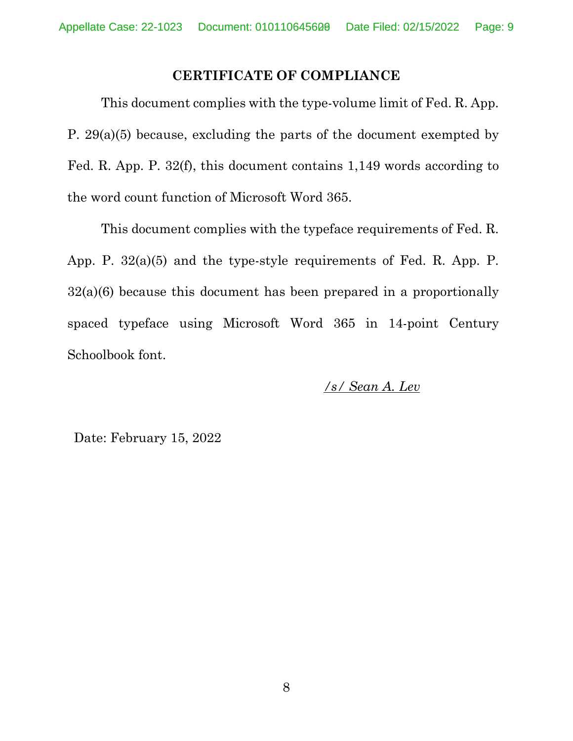## CERTIFICATE OF COMPLIANCE

This document complies with the type-volume limit of Fed. R. App. P. 29(a)(5) because, excluding the parts of the document exempted by Fed. R. App. P. 32(f), this document contains 1,149 words according to the word count function of Microsoft Word 365.

This document complies with the typeface requirements of Fed. R. App. P. 32(a)(5) and the type-style requirements of Fed. R. App. P. 32(a)(6) because this document has been prepared in a proportionally spaced typeface using Microsoft Word 365 in 14-point Century Schoolbook font.

*/s/ Sean A. Lev*

Date: February 15, 2022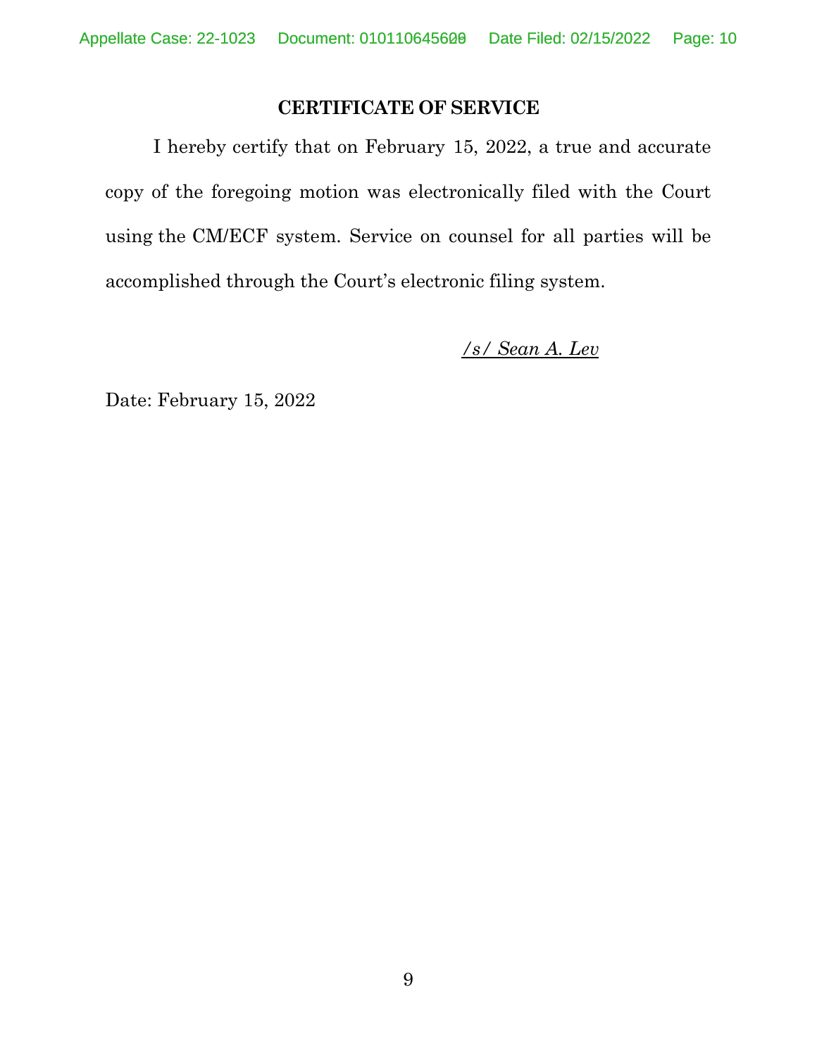## CERTIFICATE OF SERVICE

I hereby certify that on February 15, 2022, a true and accurate copy of the foregoing motion was electronically filed with the Court using the CM/ECF system. Service on counsel for all parties will be accomplished through the Court's electronic filing system.

*/s/ Sean A. Lev*

Date: February 15, 2022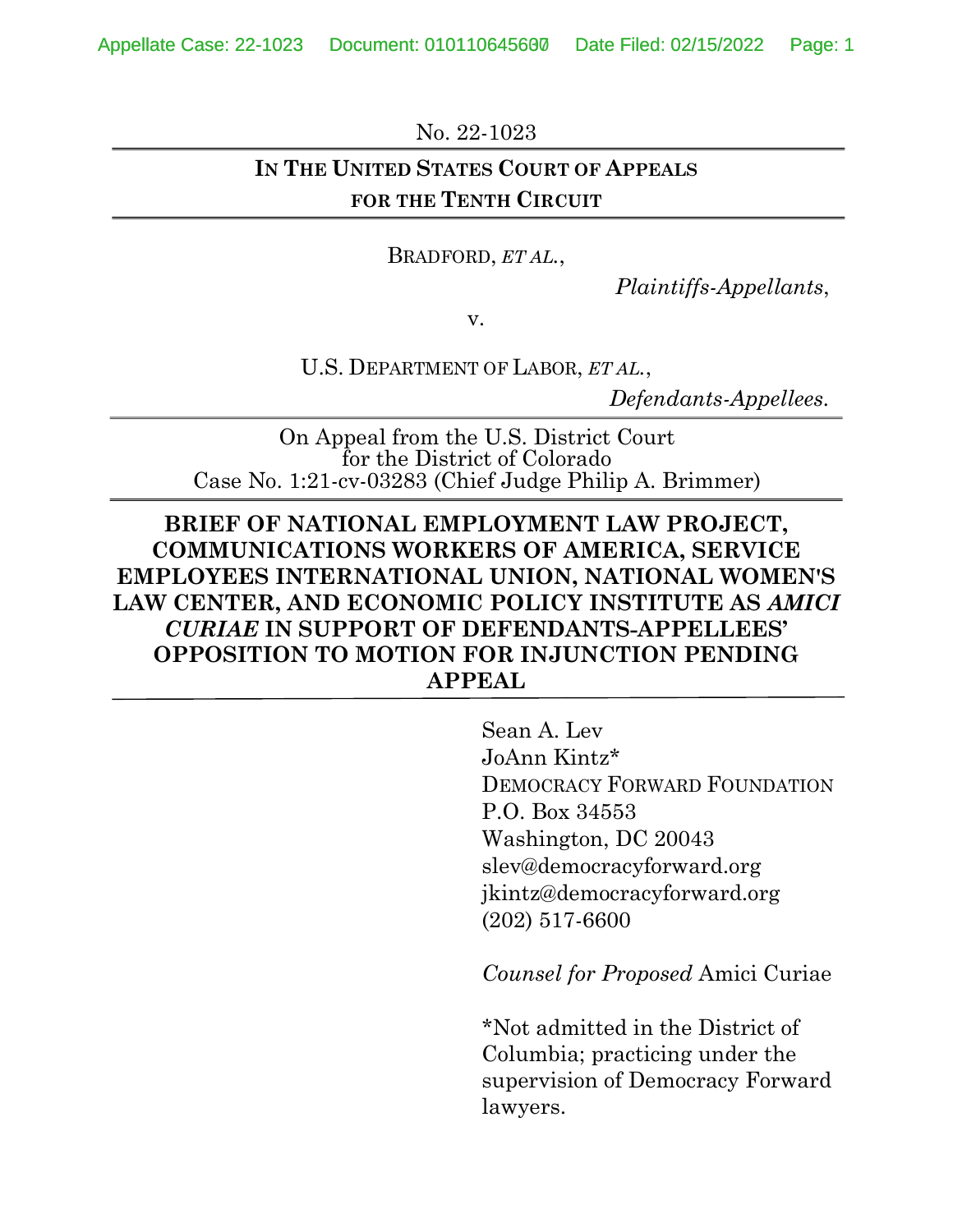No. 22-1023

**IN THE UNITED STATES COURT OF APPEALS FOR THE TENTH CIRCUIT**

BRADFORD, *ET AL.*,

*Plaintiffs-Appellants*,

v.

U.S. DEPARTMENT OF LABOR, *ET AL.*,

*Defendants-Appellees.*

On Appeal from the U.S. District Court for the District of Colorado
Case No. 1:21-cv-03283 (Chief Judge Philip A. Brimmer)

**BRIEF OF NATIONAL EMPLOYMENT LAW PROJECT, COMMUNICATIONS WORKERS OF AMERICA, SERVICE EMPLOYEES INTERNATIONAL UNION, NATIONAL WOMEN'S LAW CENTER, AND ECONOMIC POLICY INSTITUTE AS *AMICI CURIAE* IN SUPPORT OF DEFENDANTS-APPELLEES' OPPOSITION TO MOTION FOR INJUNCTION PENDING APPEAL**

Sean A. Lev
JoAnn Kintz*
DEMOCRACY FORWARD FOUNDATION
P.O. Box 34553
Washington, DC 20043
slev@democracyforward.org
jkintz@democracyforward.org
(202) 517-6600

*Counsel for Proposed* Amici Curiae

*Not admitted in the District of Columbia; practicing under the supervision of Democracy Forward lawyers.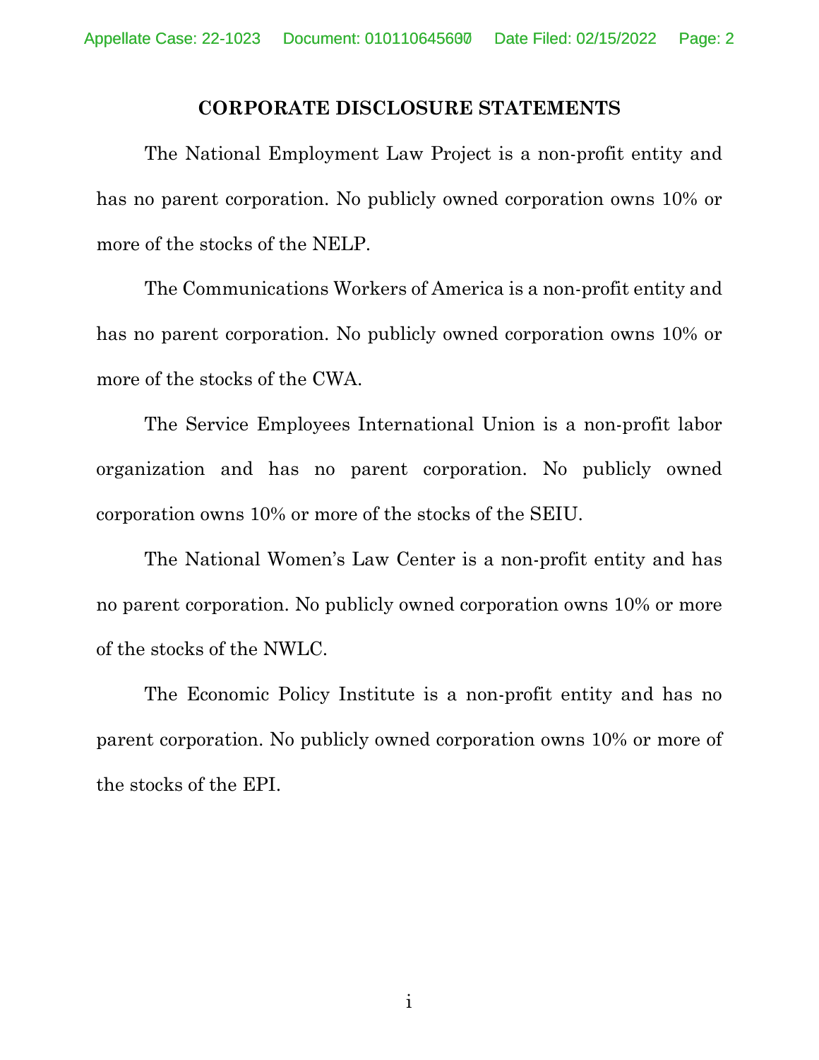## CORPORATE DISCLOSURE STATEMENTS

The National Employment Law Project is a non-profit entity and has no parent corporation. No publicly owned corporation owns 10% or more of the stocks of the NELP.

The Communications Workers of America is a non-profit entity and has no parent corporation. No publicly owned corporation owns 10% or more of the stocks of the CWA.

The Service Employees International Union is a non-profit labor organization and has no parent corporation. No publicly owned corporation owns 10% or more of the stocks of the SEIU.

The National Women's Law Center is a non-profit entity and has no parent corporation. No publicly owned corporation owns 10% or more of the stocks of the NWLC.

The Economic Policy Institute is a non-profit entity and has no parent corporation. No publicly owned corporation owns 10% or more of the stocks of the EPI.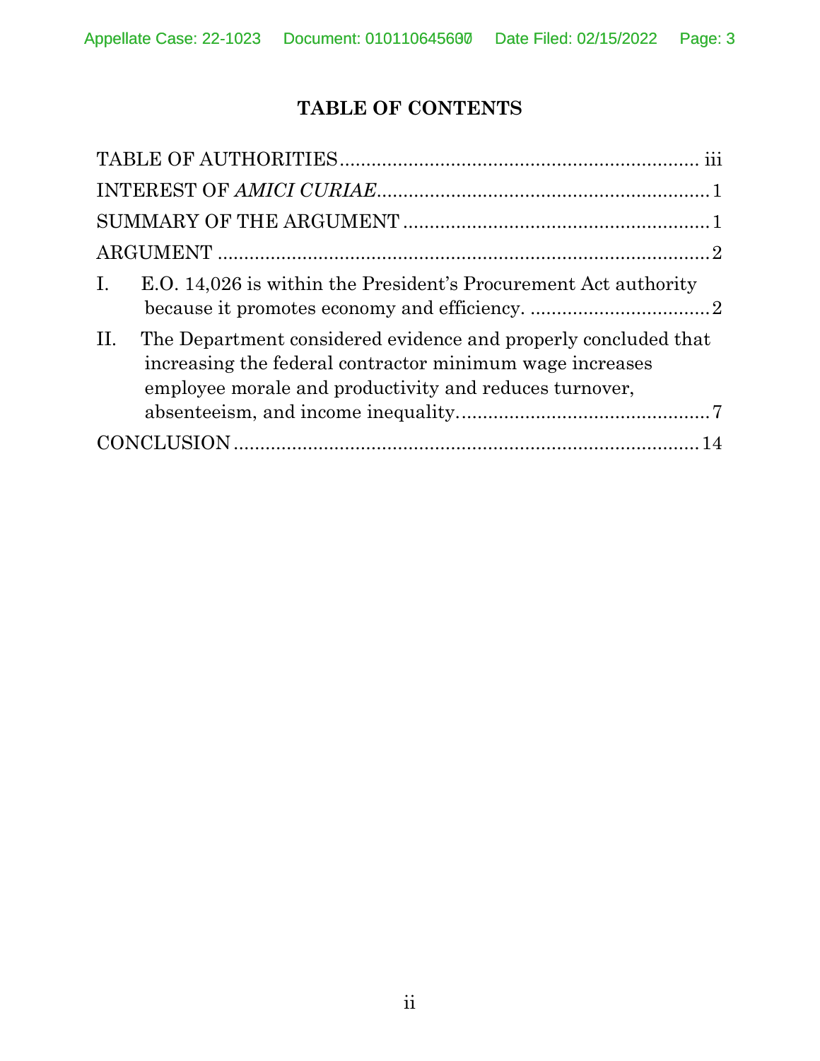# TABLE OF CONTENTS

TABLE OF AUTHORITIES .................................................................... iii

INTEREST OF *AMICI CURIAE* ............................................................... 1

SUMMARY OF THE ARGUMENT .......................................................... 1

ARGUMENT ............................................................................................. 2

I. E.O. 14,026 is within the President's Procurement Act authority because it promotes economy and efficiency. .................................. 2

II. The Department considered evidence and properly concluded that increasing the federal contractor minimum wage increases employee morale and productivity and reduces turnover, absenteeism, and income inequality. ............................................... 7

CONCLUSION ......................................................................................... 14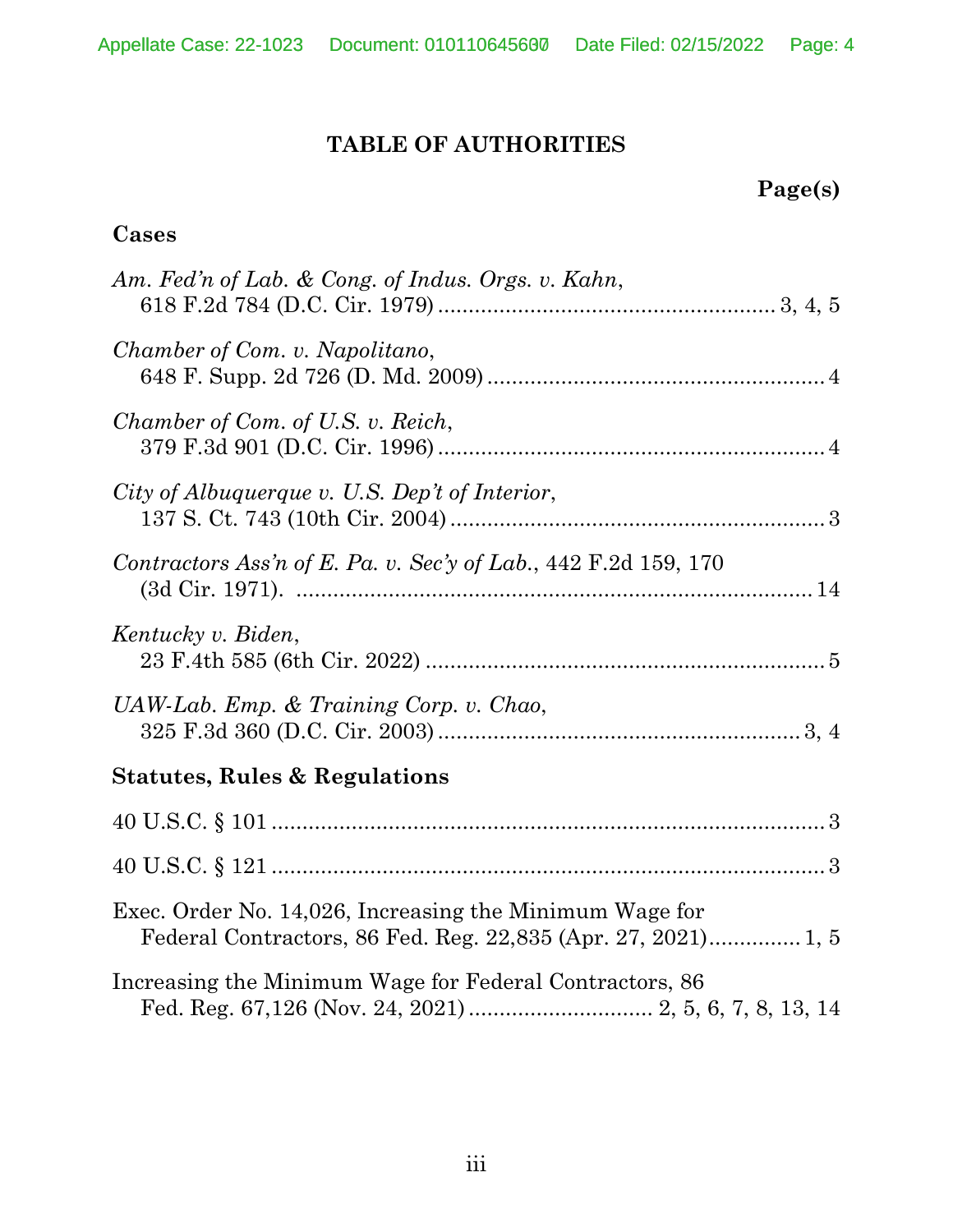# TABLE OF AUTHORITIES

**Page(s)**

## Cases

*Am. Fed'n of Lab. & Cong. of Indus. Orgs. v. Kahn*, 618 F.2d 784 (D.C. Cir. 1979) ........................................................ 3, 4, 5

*Chamber of Com. v. Napolitano*, 648 F. Supp. 2d 726 (D. Md. 2009) ........................................................ 4

*Chamber of Com. of U.S. v. Reich*, 379 F.3d 901 (D.C. Cir. 1996) ........................................................ 4

*City of Albuquerque v. U.S. Dep't of Interior*, 137 S. Ct. 743 (10th Cir. 2004) ........................................................ 3

*Contractors Ass'n of E. Pa. v. Sec'y of Lab.*, 442 F.2d 159, 170 (3d Cir. 1971). ........................................................ 14

*Kentucky v. Biden*, 23 F.4th 585 (6th Cir. 2022) ........................................................ 5

*UAW-Lab. Emp. & Training Corp. v. Chao*, 325 F.3d 360 (D.C. Cir. 2003) ........................................................ 3, 4

## Statutes, Rules & Regulations

40 U.S.C. § 101 ........................................................ 3

40 U.S.C. § 121 ........................................................ 3

Exec. Order No. 14,026, Increasing the Minimum Wage for Federal Contractors, 86 Fed. Reg. 22,835 (Apr. 27, 2021)............... 1, 5

Increasing the Minimum Wage for Federal Contractors, 86 Fed. Reg. 67,126 (Nov. 24, 2021) .............................. 2, 5, 6, 7, 8, 13, 14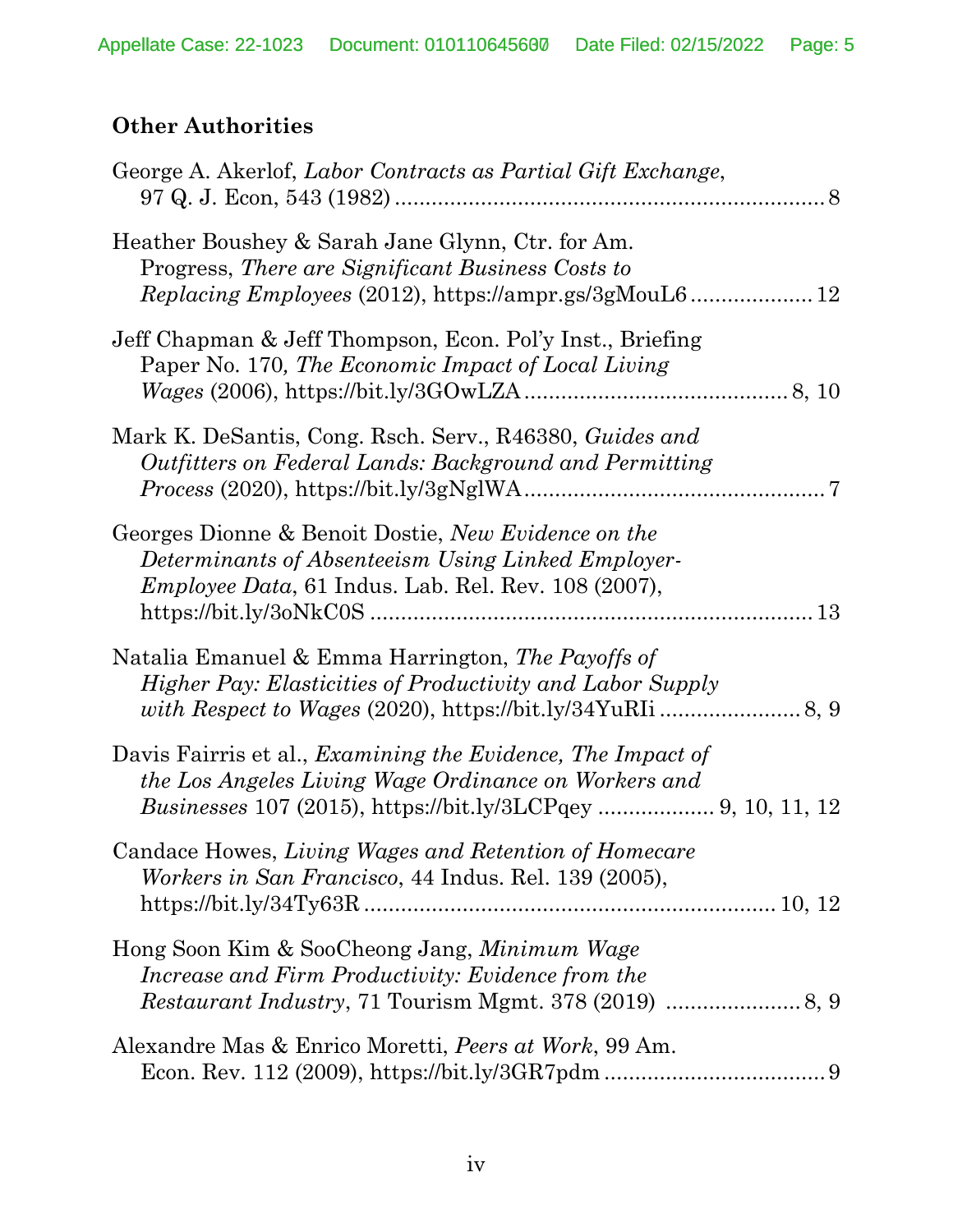### Other Authorities

George A. Akerlof, *Labor Contracts as Partial Gift Exchange*, 97 Q. J. Econ, 543 (1982) .......................................................................... 8

Heather Boushey & Sarah Jane Glynn, Ctr. for Am. Progress, *There are Significant Business Costs to Replacing Employees* (2012), https://ampr.gs/3gMouL6 .................... 12

Jeff Chapman & Jeff Thompson, Econ. Pol'y Inst., Briefing Paper No. 170*, The Economic Impact of Local Living Wages* (2006), https://bit.ly/3GOwLZA .......................................... 8, 10

Mark K. DeSantis, Cong. Rsch. Serv., R46380, *Guides and Outfitters on Federal Lands: Background and Permitting Process* (2020), https://bit.ly/3gNglWA .................................................. 7

Georges Dionne & Benoit Dostie, *New Evidence on the Determinants of Absenteeism Using Linked Employer-Employee Data*, 61 Indus. Lab. Rel. Rev. 108 (2007), https://bit.ly/3oNkC0S ........................................................................ 13

Natalia Emanuel & Emma Harrington, *The Payoffs of Higher Pay: Elasticities of Productivity and Labor Supply with Respect to Wages* (2020), https://bit.ly/34YuRIi ....................... 8, 9

Davis Fairris et al., *Examining the Evidence, The Impact of the Los Angeles Living Wage Ordinance on Workers and Businesses* 107 (2015), https://bit.ly/3LCPqey ................... 9, 10, 11, 12

Candace Howes, *Living Wages and Retention of Homecare Workers in San Francisco*, 44 Indus. Rel. 139 (2005), https://bit.ly/34Ty63R ................................................................... 10, 12

Hong Soon Kim & SooCheong Jang, *Minimum Wage Increase and Firm Productivity: Evidence from the Restaurant Industry*, 71 Tourism Mgmt. 378 (2019) ...................... 8, 9

Alexandre Mas & Enrico Moretti, *Peers at Work*, 99 Am. Econ. Rev. 112 (2009), https://bit.ly/3GR7pdm .................................... 9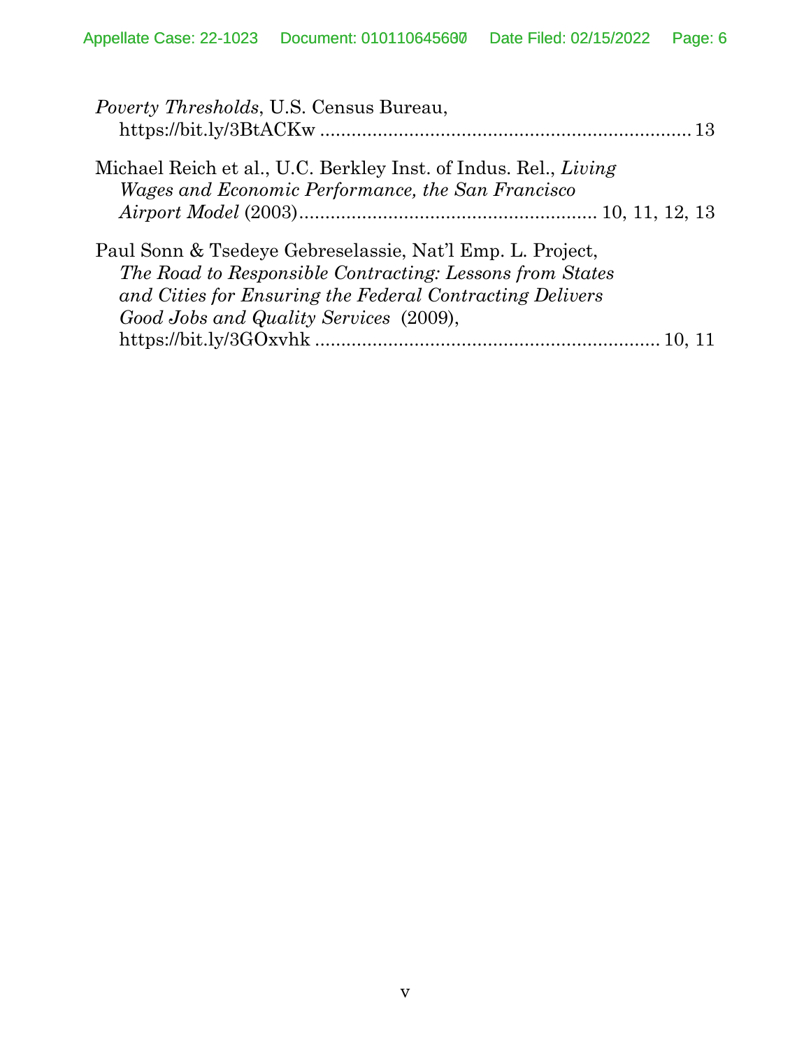*Poverty Thresholds*, U.S. Census Bureau, https://bit.ly/3BtACKw ....................................................................... 13

Michael Reich et al., U.C. Berkley Inst. of Indus. Rel., *Living Wages and Economic Performance, the San Francisco Airport Model* (2003)......................................................... 10, 11, 12, 13

Paul Sonn & Tsedeye Gebreselassie, Nat'l Emp. L. Project, *The Road to Responsible Contracting: Lessons from States and Cities for Ensuring the Federal Contracting Delivers Good Jobs and Quality Services* (2009), https://bit.ly/3GOxvhk .................................................................. 10, 11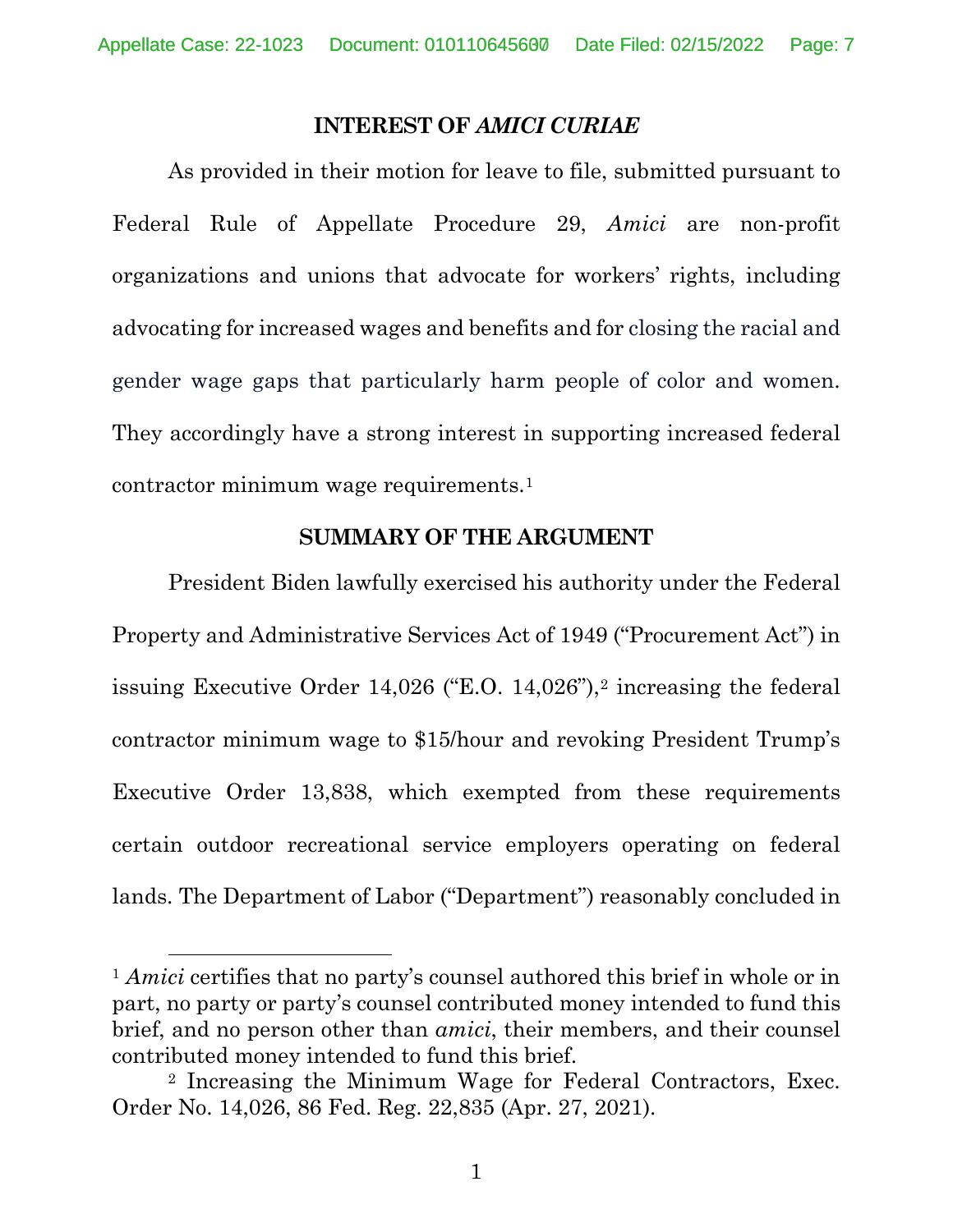## INTEREST OF *AMICI CURIAE*

As provided in their motion for leave to file, submitted pursuant to Federal Rule of Appellate Procedure 29, *Amici* are non-profit organizations and unions that advocate for workers' rights, including advocating for increased wages and benefits and for closing the racial and gender wage gaps that particularly harm people of color and women. They accordingly have a strong interest in supporting increased federal contractor minimum wage requirements.[1]

## SUMMARY OF THE ARGUMENT

President Biden lawfully exercised his authority under the Federal Property and Administrative Services Act of 1949 ("Procurement Act") in issuing Executive Order 14,026 ("E.O. 14,026"),[2] increasing the federal contractor minimum wage to $15/hour and revoking President Trump's Executive Order 13,838, which exempted from these requirements certain outdoor recreational service employers operating on federal lands. The Department of Labor ("Department") reasonably concluded in

---

[1] *Amici* certifies that no party's counsel authored this brief in whole or in part, no party or party's counsel contributed money intended to fund this brief, and no person other than *amici*, their members, and their counsel contributed money intended to fund this brief.

[2] Increasing the Minimum Wage for Federal Contractors, Exec. Order No. 14,026, 86 Fed. Reg. 22,835 (Apr. 27, 2021).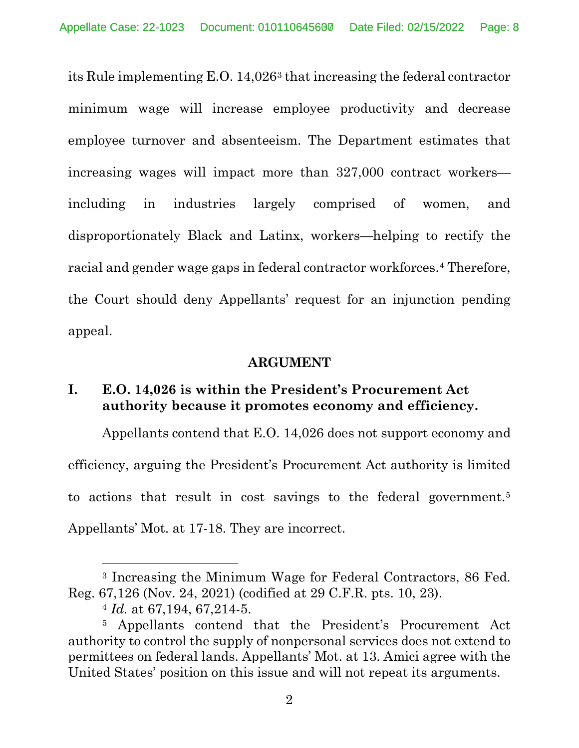its Rule implementing E.O. 14,026[3] that increasing the federal contractor minimum wage will increase employee productivity and decrease employee turnover and absenteeism. The Department estimates that increasing wages will impact more than 327,000 contract workers—including in industries largely comprised of women, and disproportionately Black and Latinx, workers—helping to rectify the racial and gender wage gaps in federal contractor workforces.[4] Therefore, the Court should deny Appellants' request for an injunction pending appeal.

## ARGUMENT

### I. E.O. 14,026 is within the President's Procurement Act authority because it promotes economy and efficiency.

Appellants contend that E.O. 14,026 does not support economy and efficiency, arguing the President's Procurement Act authority is limited to actions that result in cost savings to the federal government.[5] Appellants' Mot. at 17-18. They are incorrect.

---

[3] Increasing the Minimum Wage for Federal Contractors, 86 Fed. Reg. 67,126 (Nov. 24, 2021) (codified at 29 C.F.R. pts. 10, 23).

[4] *Id.* at 67,194, 67,214-5.

[5] Appellants contend that the President's Procurement Act authority to control the supply of nonpersonal services does not extend to permittees on federal lands. Appellants' Mot. at 13. Amici agree with the United States' position on this issue and will not repeat its arguments.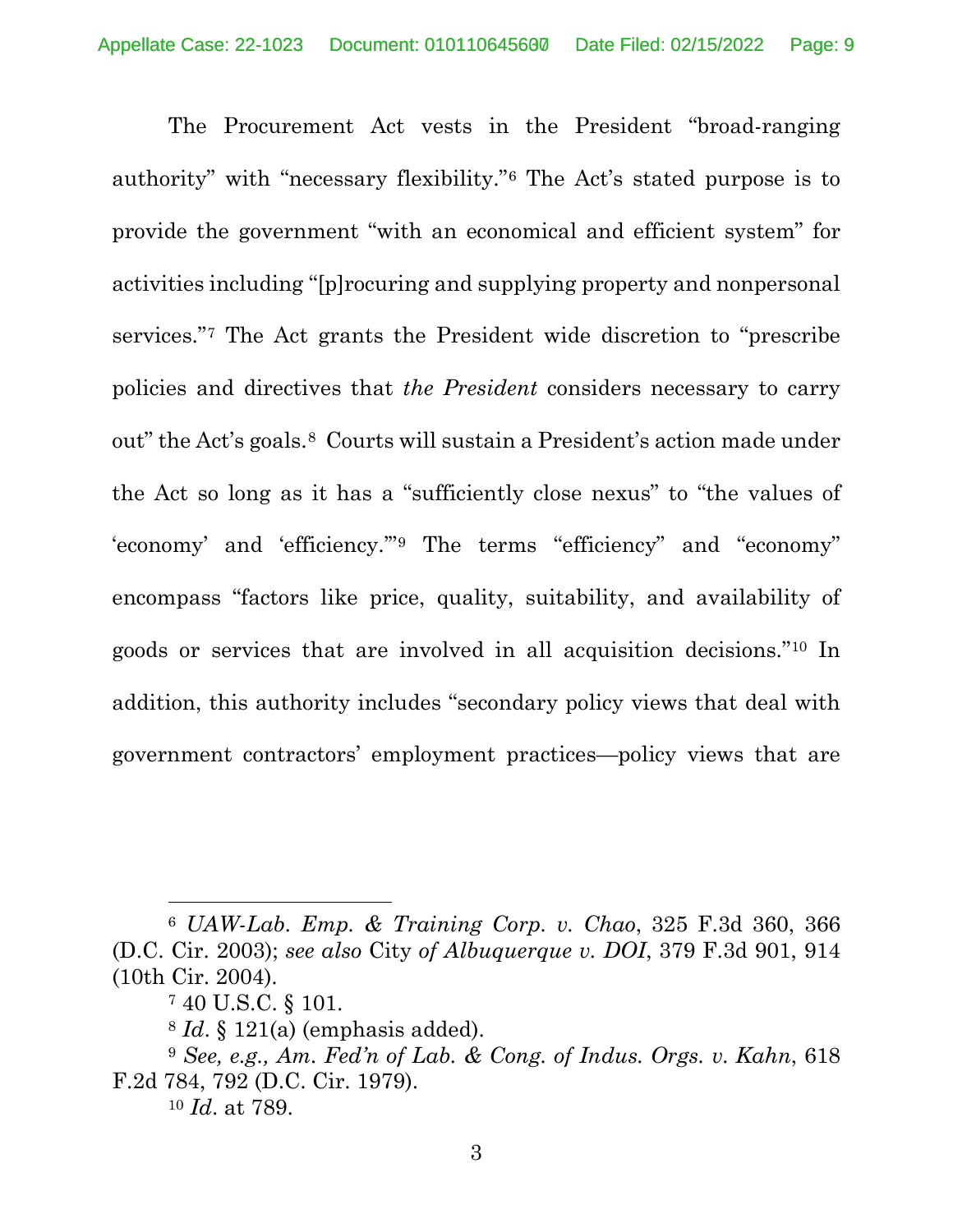The Procurement Act vests in the President "broad-ranging authority" with "necessary flexibility."[6] The Act's stated purpose is to provide the government "with an economical and efficient system" for activities including "[p]rocuring and supplying property and nonpersonal services."[7] The Act grants the President wide discretion to "prescribe policies and directives that *the President* considers necessary to carry out" the Act's goals.[8] Courts will sustain a President's action made under the Act so long as it has a "sufficiently close nexus" to "the values of 'economy' and 'efficiency.'"[9] The terms "efficiency" and "economy" encompass "factors like price, quality, suitability, and availability of goods or services that are involved in all acquisition decisions."[10] In addition, this authority includes "secondary policy views that deal with government contractors' employment practices—policy views that are

---

[6] *UAW-Lab. Emp. & Training Corp. v. Chao*, 325 F.3d 360, 366 (D.C. Cir. 2003); *see also* City *of Albuquerque v. DOI*, 379 F.3d 901, 914 (10th Cir. 2004).

[7] 40 U.S.C. § 101.

[8] *Id*. § 121(a) (emphasis added).

[9] *See, e.g., Am. Fed'n of Lab. & Cong. of Indus. Orgs. v. Kahn*, 618 F.2d 784, 792 (D.C. Cir. 1979).

[10] *Id*. at 789.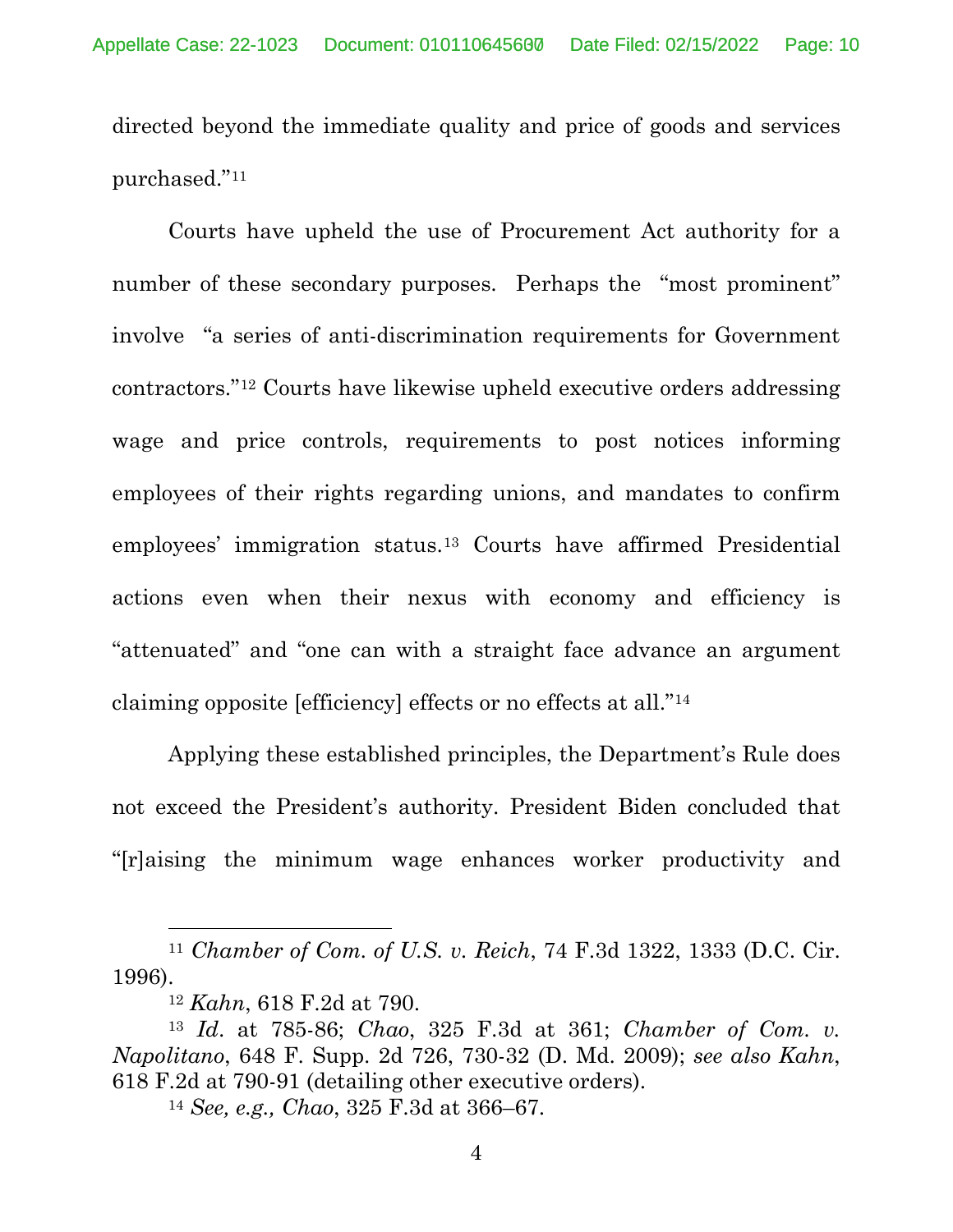directed beyond the immediate quality and price of goods and services purchased."[11]

Courts have upheld the use of Procurement Act authority for a number of these secondary purposes. Perhaps the "most prominent" involve "a series of anti-discrimination requirements for Government contractors."[12] Courts have likewise upheld executive orders addressing wage and price controls, requirements to post notices informing employees of their rights regarding unions, and mandates to confirm employees' immigration status.[13] Courts have affirmed Presidential actions even when their nexus with economy and efficiency is "attenuated" and "one can with a straight face advance an argument claiming opposite [efficiency] effects or no effects at all."[14]

Applying these established principles, the Department's Rule does not exceed the President's authority. President Biden concluded that "[r]aising the minimum wage enhances worker productivity and

---

[11] *Chamber of Com. of U.S. v. Reich*, 74 F.3d 1322, 1333 (D.C. Cir. 1996).

[12] *Kahn*, 618 F.2d at 790.

[13] *Id.* at 785-86; *Chao*, 325 F.3d at 361; *Chamber of Com. v. Napolitano*, 648 F. Supp. 2d 726, 730-32 (D. Md. 2009); *see also Kahn*, 618 F.2d at 790-91 (detailing other executive orders).

[14] *See, e.g., Chao*, 325 F.3d at 366–67.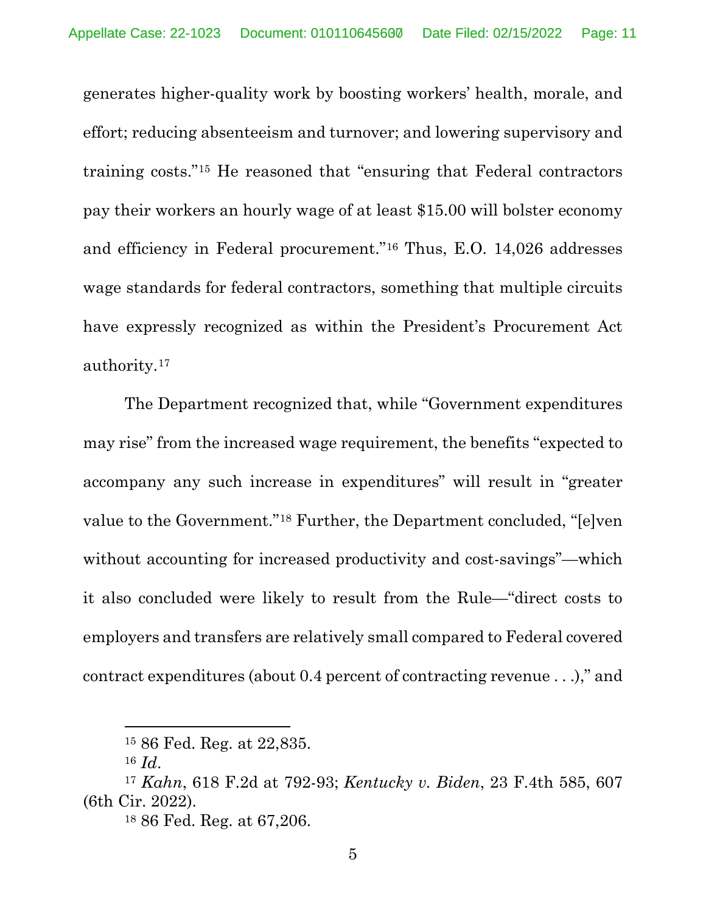generates higher-quality work by boosting workers' health, morale, and effort; reducing absenteeism and turnover; and lowering supervisory and training costs."[15] He reasoned that "ensuring that Federal contractors pay their workers an hourly wage of at least $15.00 will bolster economy and efficiency in Federal procurement."[16] Thus, E.O. 14,026 addresses wage standards for federal contractors, something that multiple circuits have expressly recognized as within the President's Procurement Act authority.[17]

The Department recognized that, while "Government expenditures may rise" from the increased wage requirement, the benefits "expected to accompany any such increase in expenditures" will result in "greater value to the Government."[18] Further, the Department concluded, "[e]ven without accounting for increased productivity and cost-savings"—which it also concluded were likely to result from the Rule—"direct costs to employers and transfers are relatively small compared to Federal covered contract expenditures (about 0.4 percent of contracting revenue . . .)," and

---

[15] 86 Fed. Reg. at 22,835.

[16] *Id.*

[17] *Kahn*, 618 F.2d at 792-93; *Kentucky v. Biden*, 23 F.4th 585, 607 (6th Cir. 2022).

[18] 86 Fed. Reg. at 67,206.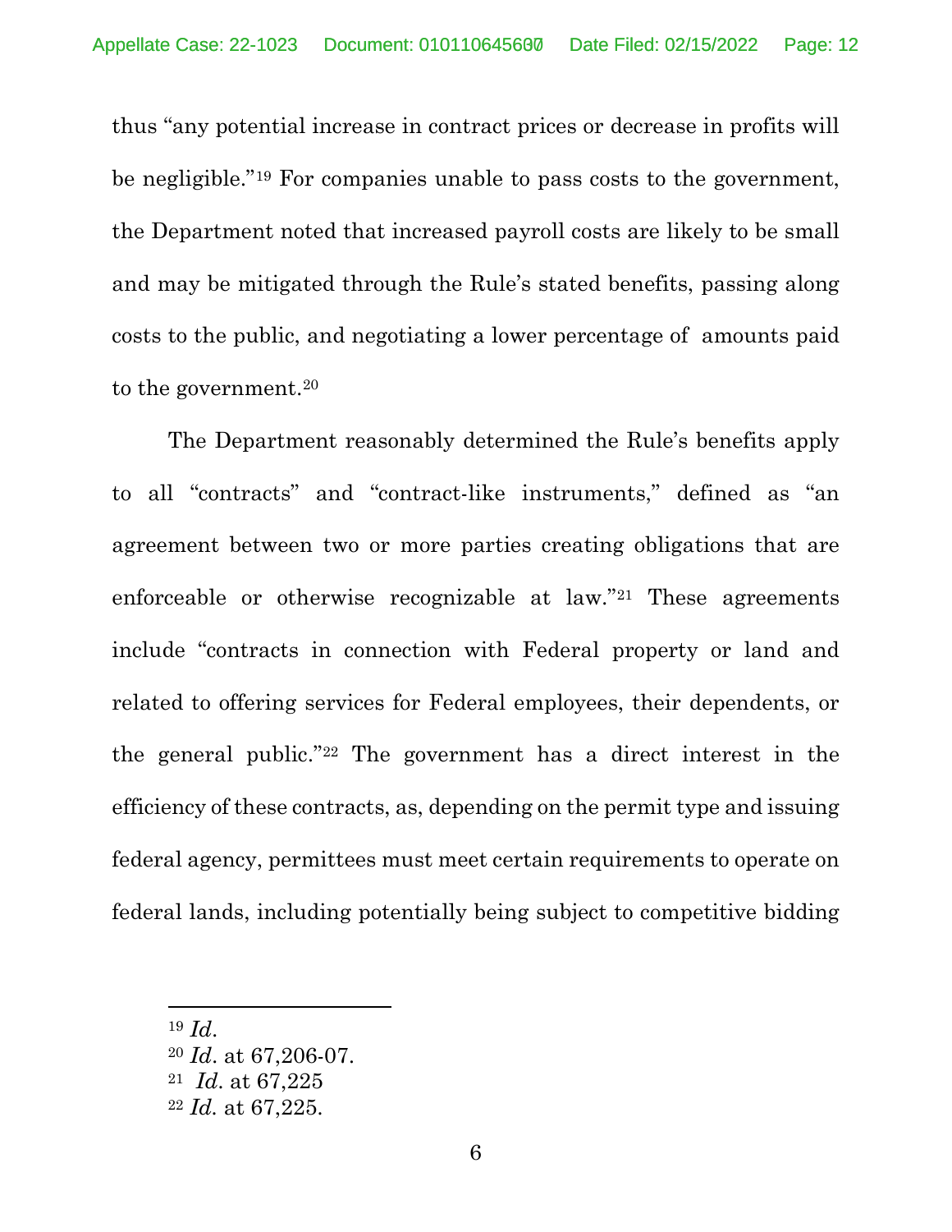thus "any potential increase in contract prices or decrease in profits will be negligible."[19] For companies unable to pass costs to the government, the Department noted that increased payroll costs are likely to be small and may be mitigated through the Rule's stated benefits, passing along costs to the public, and negotiating a lower percentage of amounts paid to the government.[20]

The Department reasonably determined the Rule's benefits apply to all "contracts" and "contract-like instruments," defined as "an agreement between two or more parties creating obligations that are enforceable or otherwise recognizable at law."[21] These agreements include "contracts in connection with Federal property or land and related to offering services for Federal employees, their dependents, or the general public."[22] The government has a direct interest in the efficiency of these contracts, as, depending on the permit type and issuing federal agency, permittees must meet certain requirements to operate on federal lands, including potentially being subject to competitive bidding

---

[19] *Id.*

[20] *Id.* at 67,206-07.

[21] *Id.* at 67,225

[22] *Id.* at 67,225.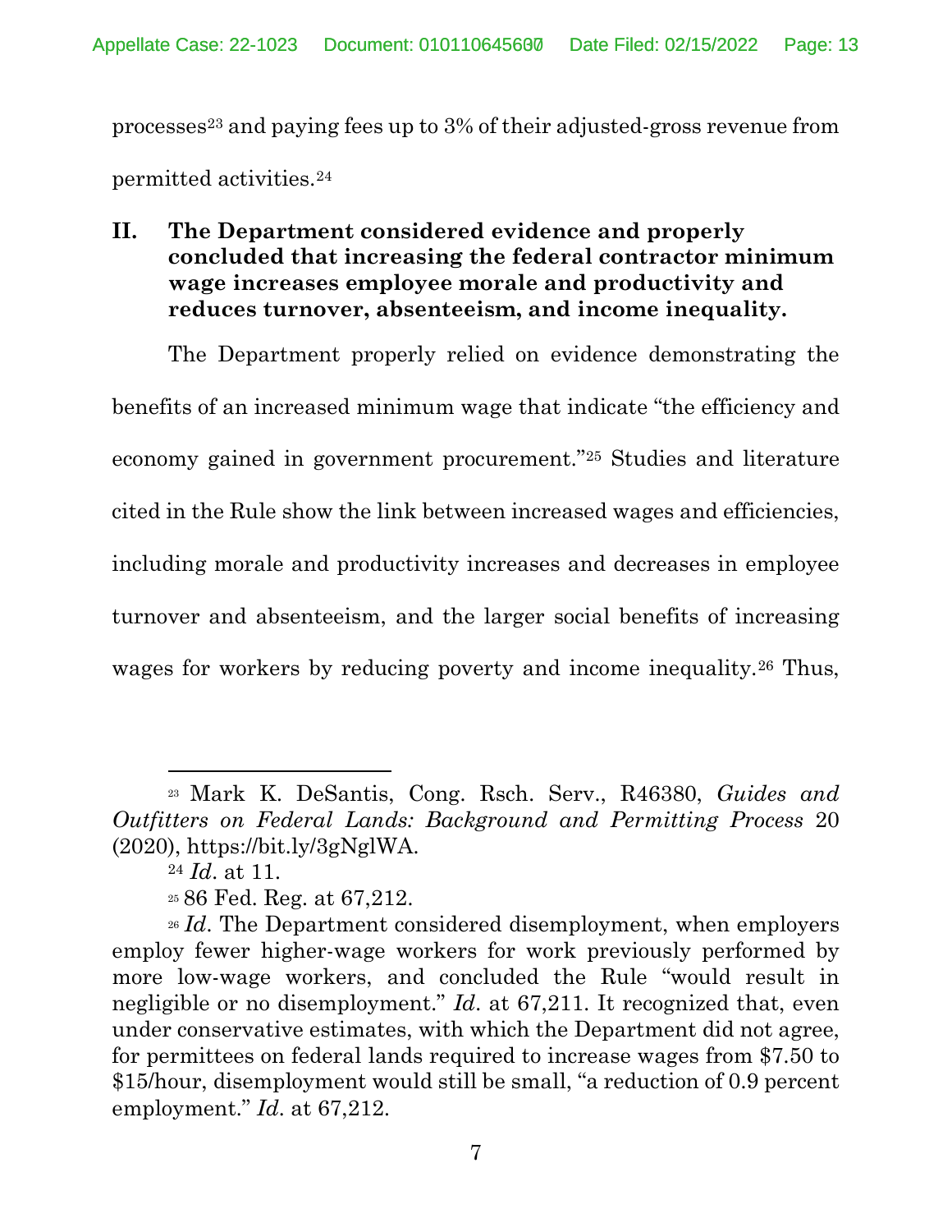processes[23] and paying fees up to 3% of their adjusted-gross revenue from permitted activities.[24]

## II. The Department considered evidence and properly concluded that increasing the federal contractor minimum wage increases employee morale and productivity and reduces turnover, absenteeism, and income inequality.

The Department properly relied on evidence demonstrating the benefits of an increased minimum wage that indicate "the efficiency and economy gained in government procurement."[25] Studies and literature cited in the Rule show the link between increased wages and efficiencies, including morale and productivity increases and decreases in employee turnover and absenteeism, and the larger social benefits of increasing wages for workers by reducing poverty and income inequality.[26] Thus,

---

[23] Mark K. DeSantis, Cong. Rsch. Serv., R46380, *Guides and Outfitters on Federal Lands: Background and Permitting Process* 20 (2020), https://bit.ly/3gNglWA.

[24] *Id*. at 11.

[25] 86 Fed. Reg. at 67,212.

[26] *Id*. The Department considered disemployment, when employers employ fewer higher-wage workers for work previously performed by more low-wage workers, and concluded the Rule "would result in negligible or no disemployment." *Id*. at 67,211. It recognized that, even under conservative estimates, with which the Department did not agree, for permittees on federal lands required to increase wages from $7.50 to $15/hour, disemployment would still be small, "a reduction of 0.9 percent employment." *Id*. at 67,212.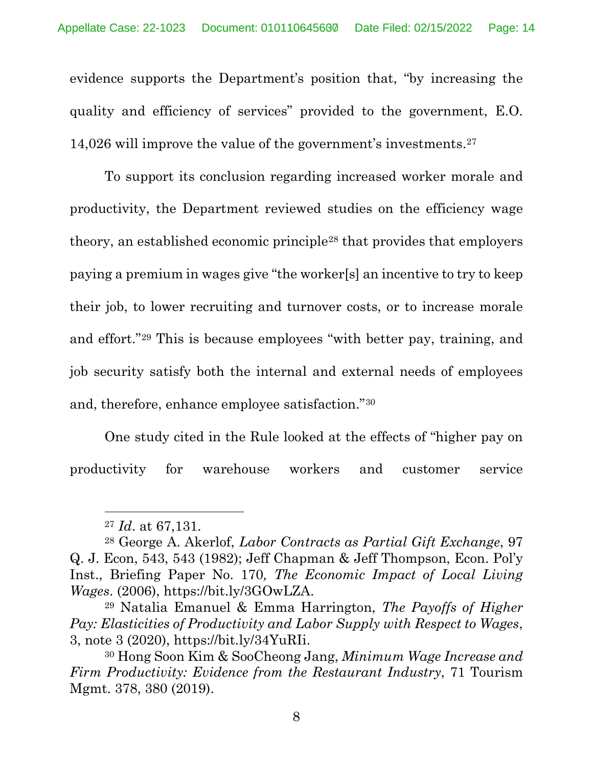evidence supports the Department's position that, "by increasing the quality and efficiency of services" provided to the government, E.O. 14,026 will improve the value of the government's investments.[27]

To support its conclusion regarding increased worker morale and productivity, the Department reviewed studies on the efficiency wage theory, an established economic principle[28] that provides that employers paying a premium in wages give "the worker[s] an incentive to try to keep their job, to lower recruiting and turnover costs, or to increase morale and effort."[29] This is because employees "with better pay, training, and job security satisfy both the internal and external needs of employees and, therefore, enhance employee satisfaction."[30]

One study cited in the Rule looked at the effects of "higher pay on productivity for warehouse workers and customer service

---

[27] *Id*. at 67,131.

[28] George A. Akerlof, *Labor Contracts as Partial Gift Exchange*, 97 Q. J. Econ, 543, 543 (1982); Jeff Chapman & Jeff Thompson, Econ. Pol'y Inst., Briefing Paper No. 170*, The Economic Impact of Local Living Wages*. (2006), https://bit.ly/3GOwLZA.

[29] Natalia Emanuel & Emma Harrington, *The Payoffs of Higher Pay: Elasticities of Productivity and Labor Supply with Respect to Wages*, 3, note 3 (2020), https://bit.ly/34YuRIi.

[30] Hong Soon Kim & SooCheong Jang, *Minimum Wage Increase and Firm Productivity: Evidence from the Restaurant Industry*, 71 Tourism Mgmt. 378, 380 (2019).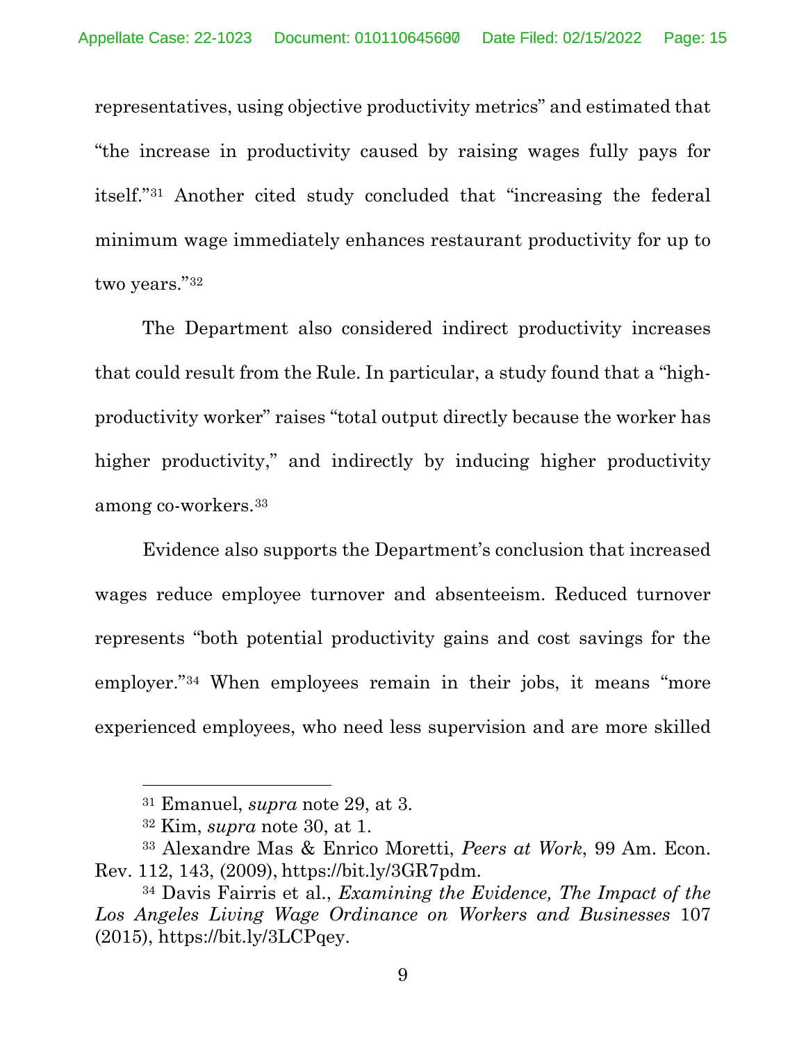representatives, using objective productivity metrics" and estimated that "the increase in productivity caused by raising wages fully pays for itself."[31] Another cited study concluded that "increasing the federal minimum wage immediately enhances restaurant productivity for up to two years."[32]

The Department also considered indirect productivity increases that could result from the Rule. In particular, a study found that a "high-productivity worker" raises "total output directly because the worker has higher productivity," and indirectly by inducing higher productivity among co-workers.[33]

Evidence also supports the Department's conclusion that increased wages reduce employee turnover and absenteeism. Reduced turnover represents "both potential productivity gains and cost savings for the employer."[34] When employees remain in their jobs, it means "more experienced employees, who need less supervision and are more skilled

---

[31] Emanuel, *supra* note 29, at 3.

[32] Kim, *supra* note 30, at 1.

[33] Alexandre Mas & Enrico Moretti, *Peers at Work*, 99 Am. Econ. Rev. 112, 143, (2009), https://bit.ly/3GR7pdm.

[34] Davis Fairris et al., *Examining the Evidence, The Impact of the Los Angeles Living Wage Ordinance on Workers and Businesses* 107 (2015), https://bit.ly/3LCPqey.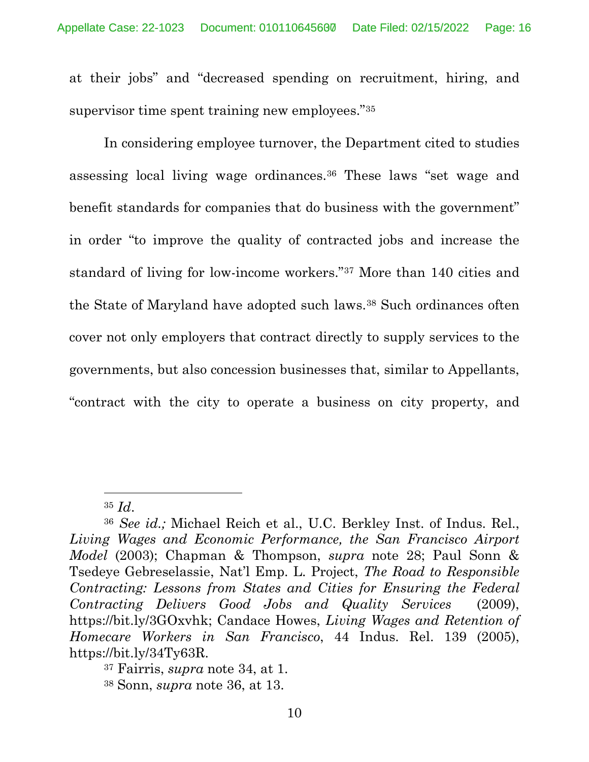at their jobs" and "decreased spending on recruitment, hiring, and supervisor time spent training new employees."[35]

In considering employee turnover, the Department cited to studies assessing local living wage ordinances.[36] These laws "set wage and benefit standards for companies that do business with the government" in order "to improve the quality of contracted jobs and increase the standard of living for low-income workers."[37] More than 140 cities and the State of Maryland have adopted such laws.[38] Such ordinances often cover not only employers that contract directly to supply services to the governments, but also concession businesses that, similar to Appellants, "contract with the city to operate a business on city property, and

---

[35] *Id.*

[36] *See id.;* Michael Reich et al., U.C. Berkley Inst. of Indus. Rel., *Living Wages and Economic Performance, the San Francisco Airport Model* (2003); Chapman & Thompson, *supra* note 28; Paul Sonn & Tsedeye Gebreselassie, Nat'l Emp. L. Project, *The Road to Responsible Contracting: Lessons from States and Cities for Ensuring the Federal Contracting Delivers Good Jobs and Quality Services* (2009), https://bit.ly/3GOxvhk; Candace Howes, *Living Wages and Retention of Homecare Workers in San Francisco*, 44 Indus. Rel. 139 (2005), https://bit.ly/34Ty63R.

[37] Fairris, *supra* note 34, at 1.

[38] Sonn, *supra* note 36, at 13.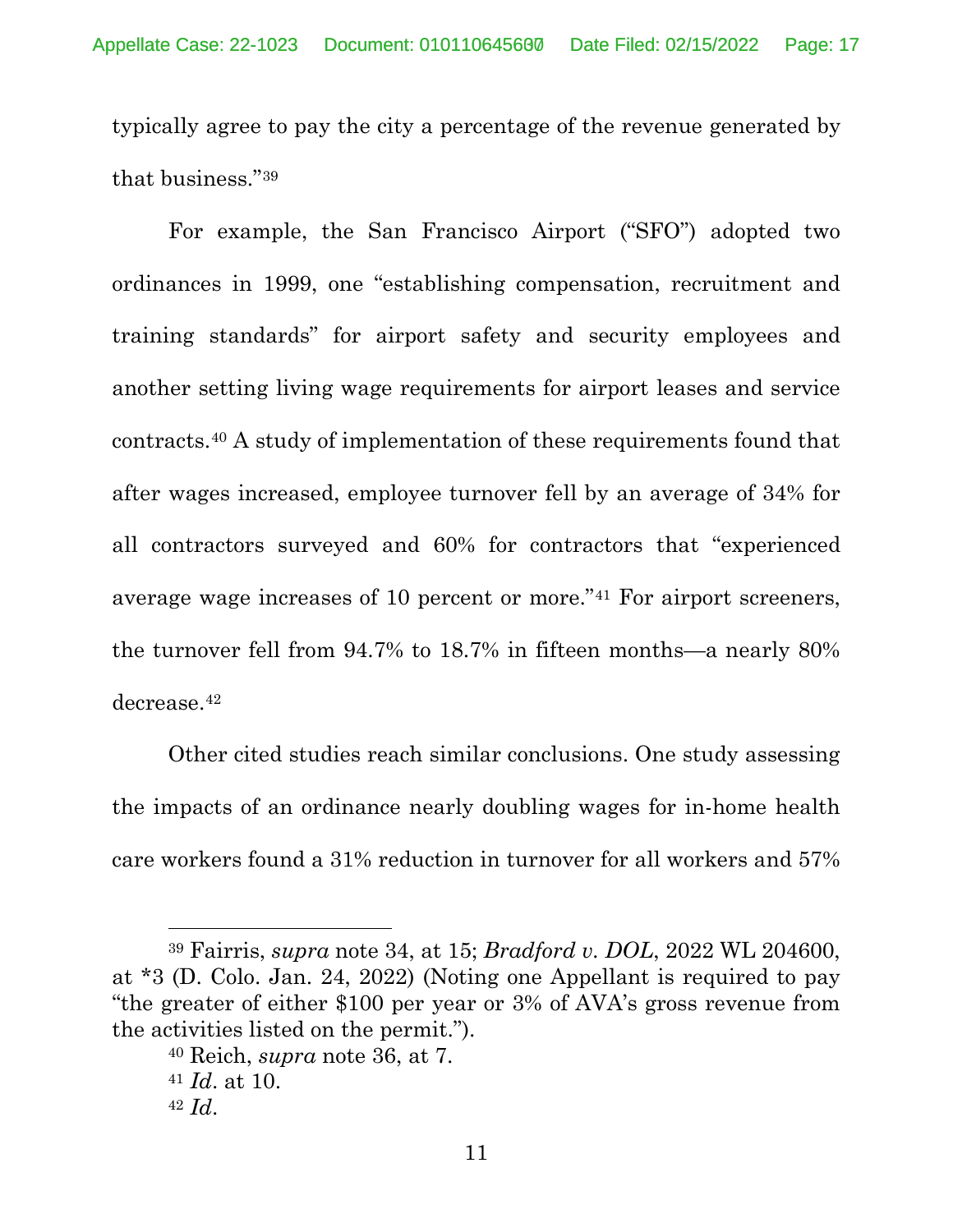typically agree to pay the city a percentage of the revenue generated by that business."[39]

For example, the San Francisco Airport ("SFO") adopted two ordinances in 1999, one "establishing compensation, recruitment and training standards" for airport safety and security employees and another setting living wage requirements for airport leases and service contracts.[40] A study of implementation of these requirements found that after wages increased, employee turnover fell by an average of 34% for all contractors surveyed and 60% for contractors that "experienced average wage increases of 10 percent or more."[41] For airport screeners, the turnover fell from 94.7% to 18.7% in fifteen months—a nearly 80% decrease.[42]

Other cited studies reach similar conclusions. One study assessing the impacts of an ordinance nearly doubling wages for in-home health care workers found a 31% reduction in turnover for all workers and 57%

---

[39] Fairris, *supra* note 34, at 15; *Bradford v. DOL*, 2022 WL 204600, at *3 (D. Colo. Jan. 24, 2022) (Noting one Appellant is required to pay "the greater of either $100 per year or 3% of AVA's gross revenue from the activities listed on the permit.").

[40] Reich, *supra* note 36, at 7.

[41] *Id*. at 10.

[42] *Id*.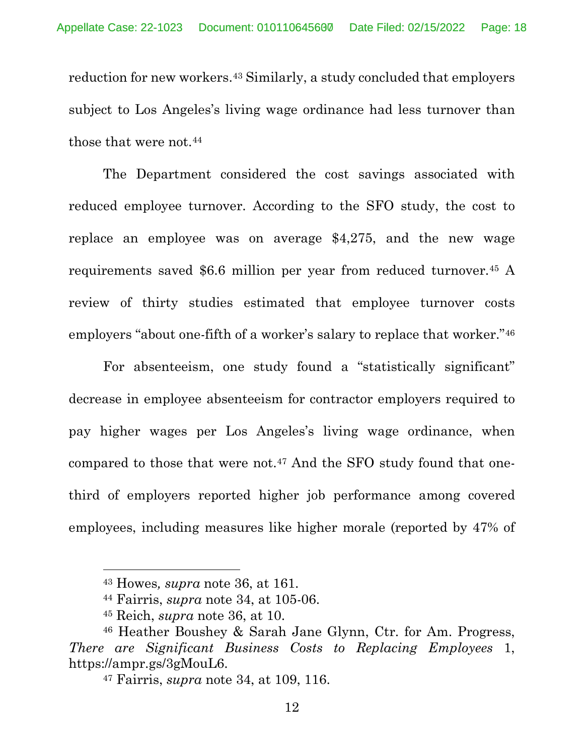reduction for new workers.[43] Similarly, a study concluded that employers subject to Los Angeles's living wage ordinance had less turnover than those that were not.[44]

The Department considered the cost savings associated with reduced employee turnover. According to the SFO study, the cost to replace an employee was on average $4,275, and the new wage requirements saved $6.6 million per year from reduced turnover.[45] A review of thirty studies estimated that employee turnover costs employers "about one-fifth of a worker's salary to replace that worker."[46]

For absenteeism, one study found a "statistically significant" decrease in employee absenteeism for contractor employers required to pay higher wages per Los Angeles's living wage ordinance, when compared to those that were not.[47] And the SFO study found that one-third of employers reported higher job performance among covered employees, including measures like higher morale (reported by 47% of

---

[43] Howes, *supra* note 36, at 161.

[44] Fairris, *supra* note 34, at 105-06.

[45] Reich, *supra* note 36, at 10.

[46] Heather Boushey & Sarah Jane Glynn, Ctr. for Am. Progress, *There are Significant Business Costs to Replacing Employees* 1, https://ampr.gs/3gMouL6.

[47] Fairris, *supra* note 34, at 109, 116.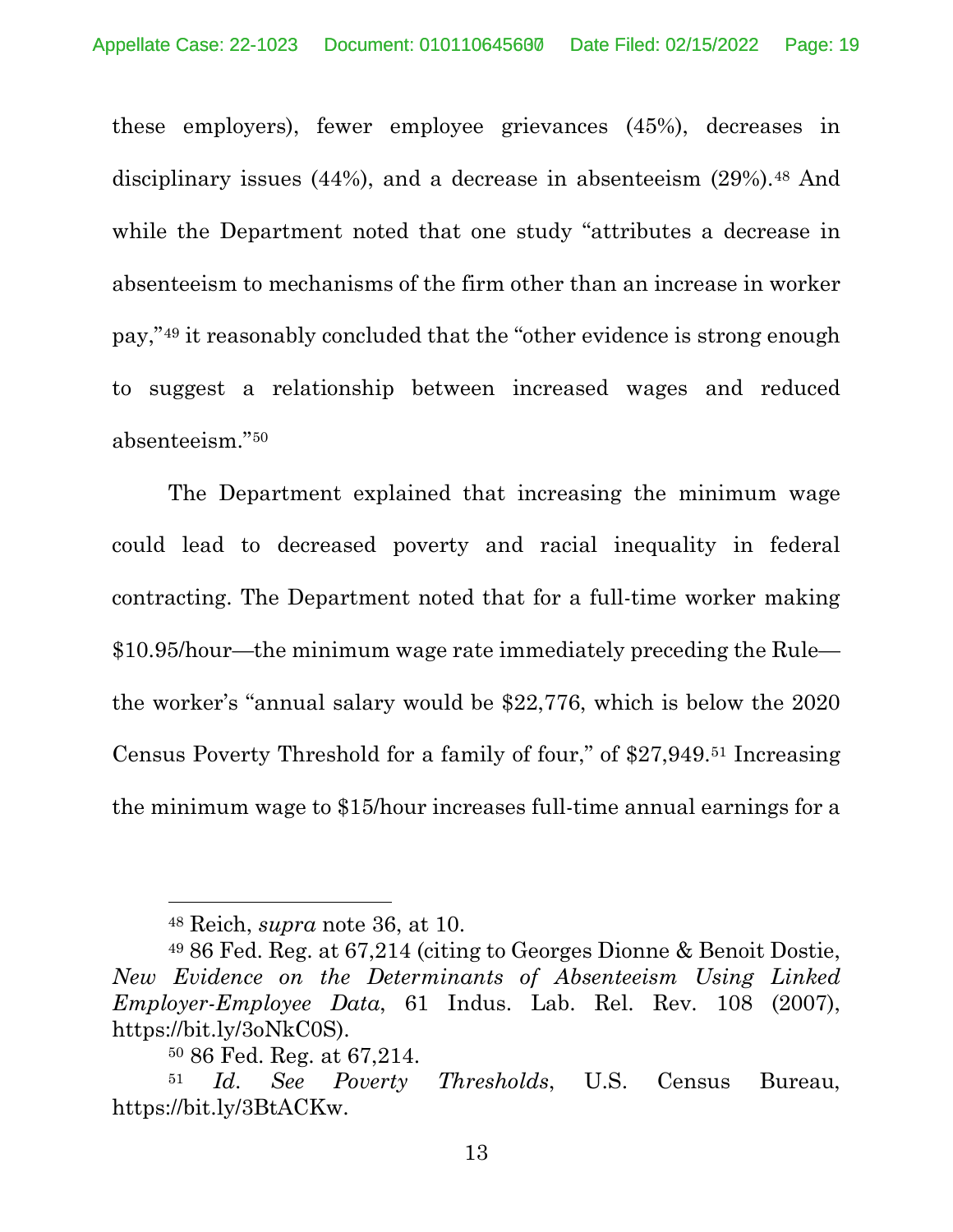these employers), fewer employee grievances (45%), decreases in disciplinary issues (44%), and a decrease in absenteeism (29%).[48] And while the Department noted that one study "attributes a decrease in absenteeism to mechanisms of the firm other than an increase in worker pay,"[49] it reasonably concluded that the "other evidence is strong enough to suggest a relationship between increased wages and reduced absenteeism."[50]

The Department explained that increasing the minimum wage could lead to decreased poverty and racial inequality in federal contracting. The Department noted that for a full-time worker making $10.95/hour—the minimum wage rate immediately preceding the Rule—the worker's "annual salary would be $22,776, which is below the 2020 Census Poverty Threshold for a family of four," of $27,949.[51] Increasing the minimum wage to $15/hour increases full-time annual earnings for a

---

[48] Reich, *supra* note 36, at 10.

[49] 86 Fed. Reg. at 67,214 (citing to Georges Dionne & Benoit Dostie, *New Evidence on the Determinants of Absenteeism Using Linked Employer-Employee Data*, 61 Indus. Lab. Rel. Rev. 108 (2007), https://bit.ly/3oNkC0S).

[50] 86 Fed. Reg. at 67,214.

[51] *Id. See Poverty Thresholds*, U.S. Census Bureau, https://bit.ly/3BtACKw.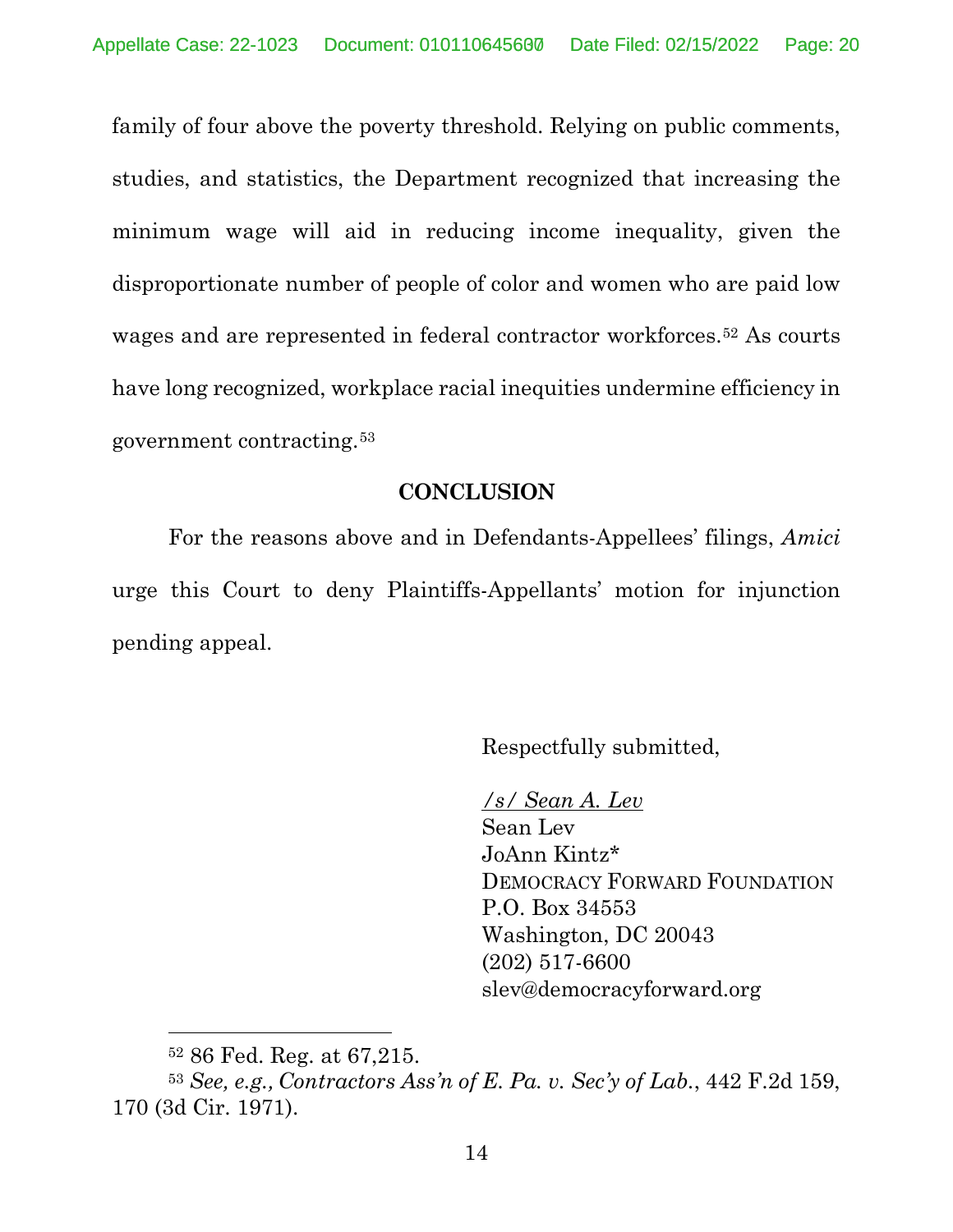family of four above the poverty threshold. Relying on public comments, studies, and statistics, the Department recognized that increasing the minimum wage will aid in reducing income inequality, given the disproportionate number of people of color and women who are paid low wages and are represented in federal contractor workforces.[52] As courts have long recognized, workplace racial inequities undermine efficiency in government contracting.[53]

## CONCLUSION

For the reasons above and in Defendants-Appellees' filings, *Amici* urge this Court to deny Plaintiffs-Appellants' motion for injunction pending appeal.

Respectfully submitted,

*/s/ Sean A. Lev*
Sean Lev
JoAnn Kintz*
DEMOCRACY FORWARD FOUNDATION
P.O. Box 34553
Washington, DC 20043
(202) 517-6600
slev@democracyforward.org

---

[52] 86 Fed. Reg. at 67,215.

[53] *See, e.g., Contractors Ass'n of E. Pa. v. Sec'y of Lab.*, 442 F.2d 159, 170 (3d Cir. 1971).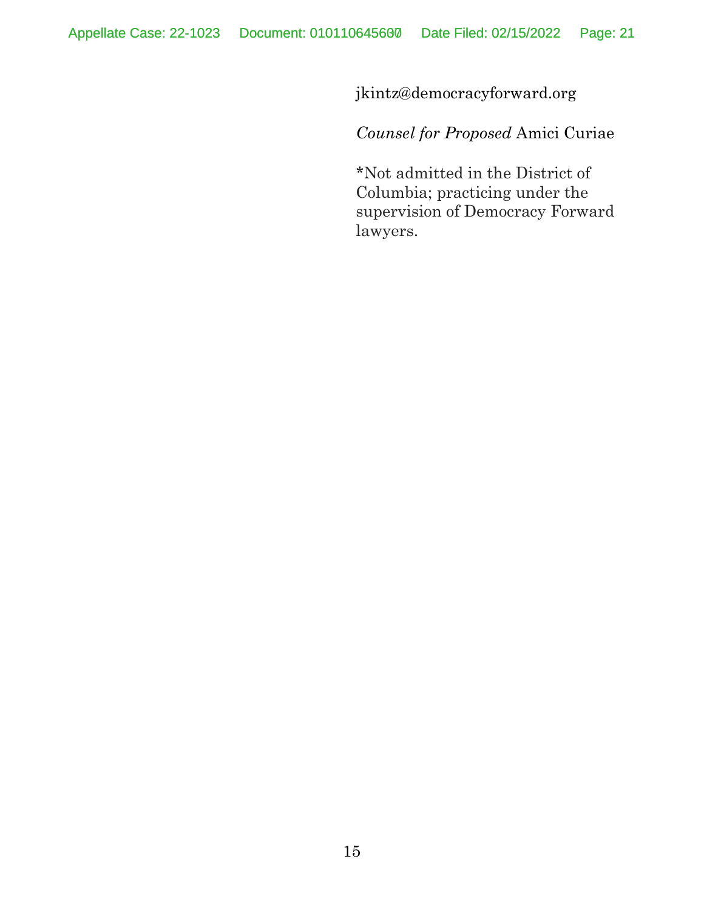jkintz@democracyforward.org

*Counsel for Proposed* Amici Curiae

*Not admitted in the District of Columbia; practicing under the supervision of Democracy Forward lawyers.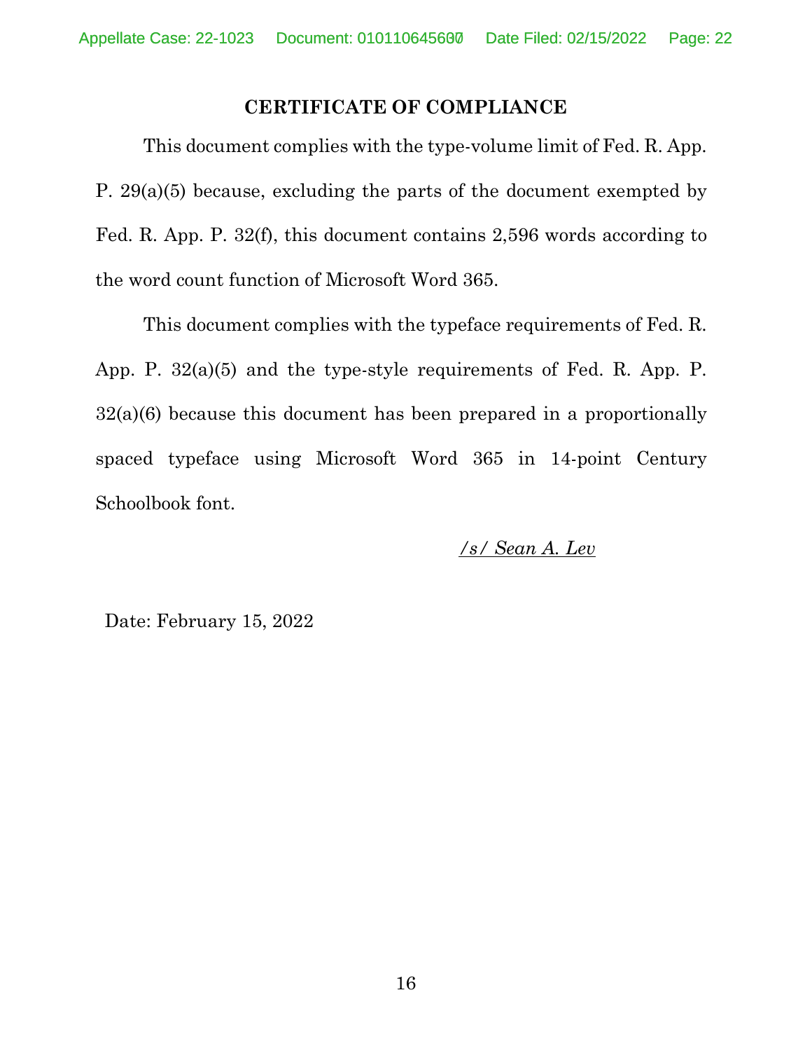## CERTIFICATE OF COMPLIANCE

This document complies with the type-volume limit of Fed. R. App. P. 29(a)(5) because, excluding the parts of the document exempted by Fed. R. App. P. 32(f), this document contains 2,596 words according to the word count function of Microsoft Word 365.

This document complies with the typeface requirements of Fed. R. App. P. 32(a)(5) and the type-style requirements of Fed. R. App. P. 32(a)(6) because this document has been prepared in a proportionally spaced typeface using Microsoft Word 365 in 14-point Century Schoolbook font.

*/s/ Sean A. Lev*

Date: February 15, 2022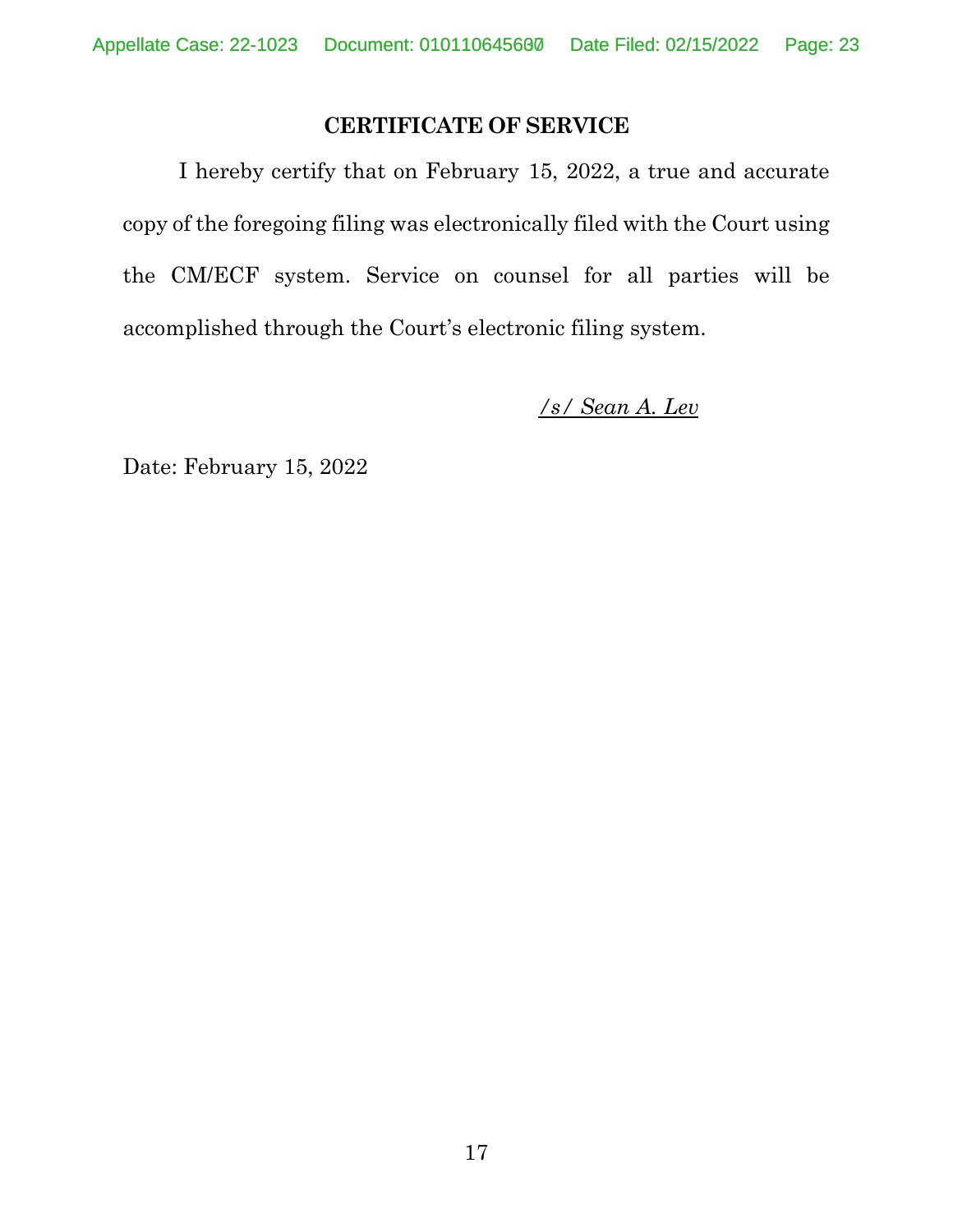## CERTIFICATE OF SERVICE

I hereby certify that on February 15, 2022, a true and accurate copy of the foregoing filing was electronically filed with the Court using the CM/ECF system. Service on counsel for all parties will be accomplished through the Court's electronic filing system.

*/s/ Sean A. Lev*

Date: February 15, 2022